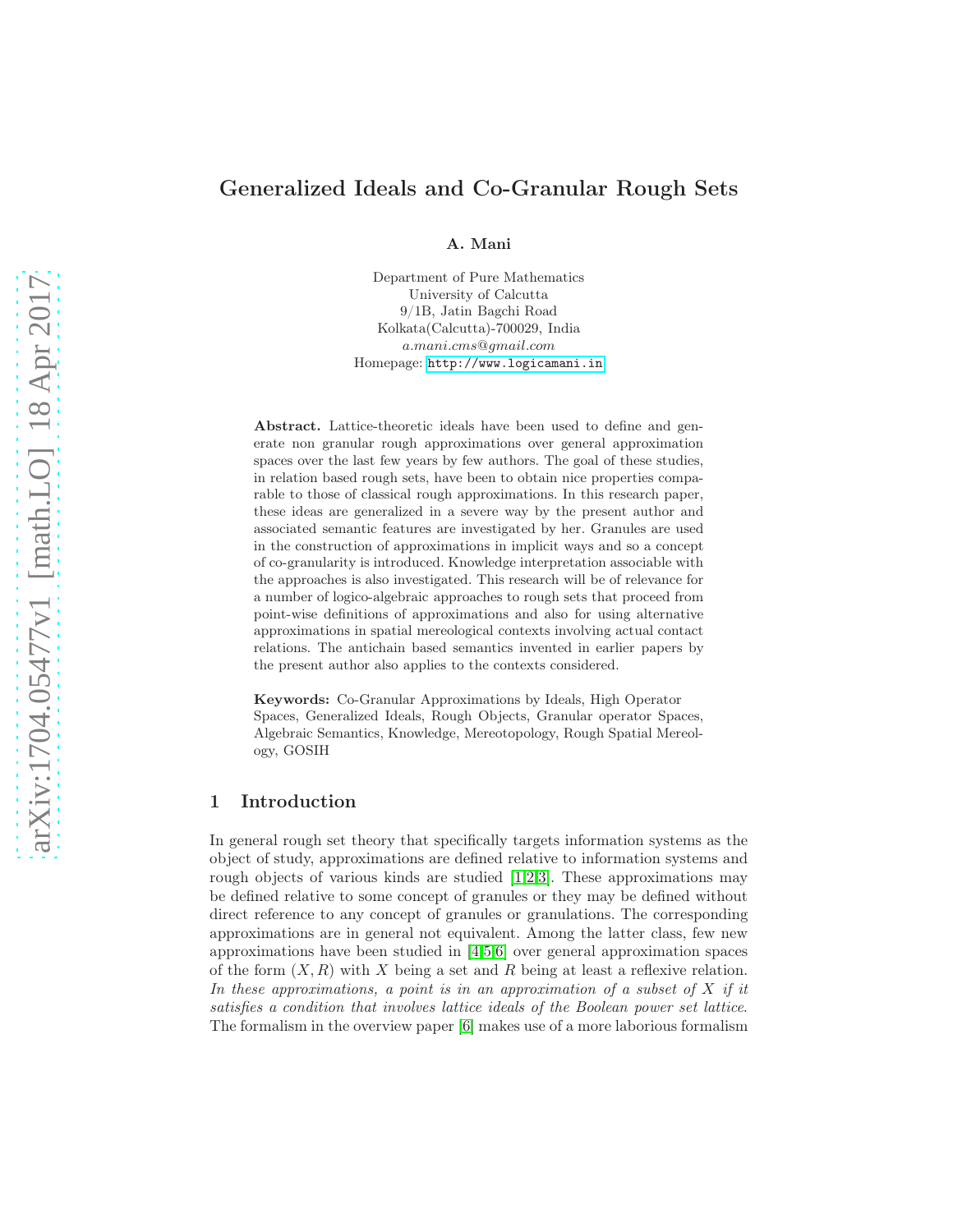# Generalized Ideals and Co-Granular Rough Sets

**A. Mani**

Department of Pure Mathematics
University of Calcutta
9/1B, Jatin Bagchi Road
Kolkata(Calcutta)-700029, India
*a.mani.cms@gmail.com*
Homepage: http://www.logicamani.in

**Abstract.** Lattice-theoretic ideals have been used to define and generate non granular rough approximations over general approximation spaces over the last few years by few authors. The goal of these studies, in relation based rough sets, have been to obtain nice properties comparable to those of classical rough approximations. In this research paper, these ideas are generalized in a severe way by the present author and associated semantic features are investigated by her. Granules are used in the construction of approximations in implicit ways and so a concept of co-granularity is introduced. Knowledge interpretation associable with the approaches is also investigated. This research will be of relevance for a number of logico-algebraic approaches to rough sets that proceed from point-wise definitions of approximations and also for using alternative approximations in spatial mereological contexts involving actual contact relations. The antichain based semantics invented in earlier papers by the present author also applies to the contexts considered.

**Keywords:** Co-Granular Approximations by Ideals, High Operator Spaces, Generalized Ideals, Rough Objects, Granular operator Spaces, Algebraic Semantics, Knowledge, Mereotopology, Rough Spatial Mereology, GOSIH

## 1 Introduction

In general rough set theory that specifically targets information systems as the object of study, approximations are defined relative to information systems and rough objects of various kinds are studied [1,2,3]. These approximations may be defined relative to some concept of granules or they may be defined without direct reference to any concept of granules or granulations. The corresponding approximations are in general not equivalent. Among the latter class, few new approximations have been studied in [4,5,6] over general approximation spaces of the form $(X, R)$ with $X$ being a set and $R$ being at least a reflexive relation. *In these approximations, a point is in an approximation of a subset of $X$ if it satisfies a condition that involves lattice ideals of the Boolean power set lattice.* The formalism in the overview paper [6] makes use of a more laborious formalism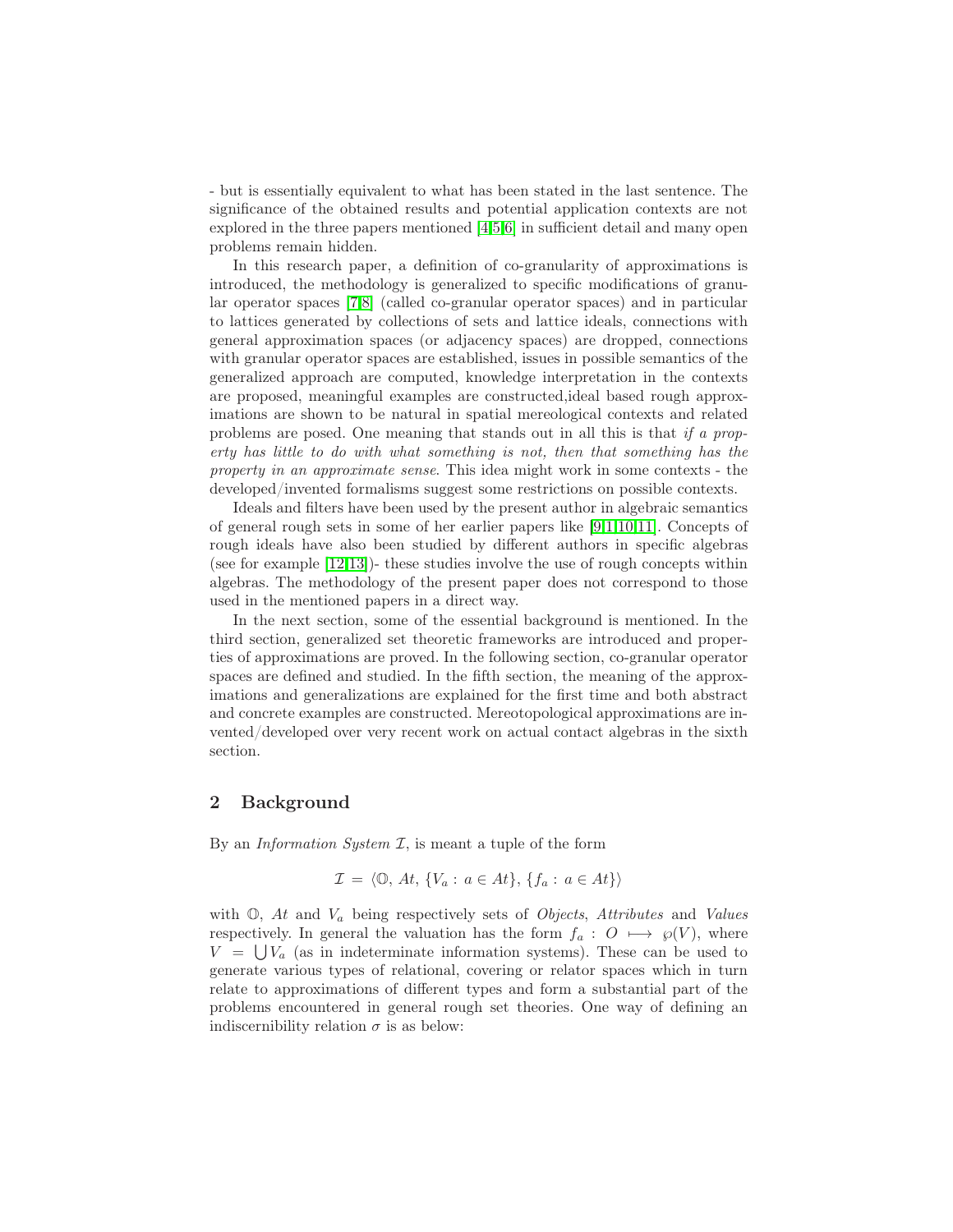- but is essentially equivalent to what has been stated in the last sentence. The significance of the obtained results and potential application contexts are not explored in the three papers mentioned [4,5,6] in sufficient detail and many open problems remain hidden.

In this research paper, a definition of co-granularity of approximations is introduced, the methodology is generalized to specific modifications of granular operator spaces [7,8] (called co-granular operator spaces) and in particular to lattices generated by collections of sets and lattice ideals, connections with general approximation spaces (or adjacency spaces) are dropped, connections with granular operator spaces are established, issues in possible semantics of the generalized approach are computed, knowledge interpretation in the contexts are proposed, meaningful examples are constructed,ideal based rough approximations are shown to be natural in spatial mereological contexts and related problems are posed. One meaning that stands out in all this is that *if a property has little to do with what something is not, then that something has the property in an approximate sense*. This idea might work in some contexts - the developed/invented formalisms suggest some restrictions on possible contexts.

Ideals and filters have been used by the present author in algebraic semantics of general rough sets in some of her earlier papers like [9,1,10,11]. Concepts of rough ideals have also been studied by different authors in specific algebras (see for example [12,13])- these studies involve the use of rough concepts within algebras. The methodology of the present paper does not correspond to those used in the mentioned papers in a direct way.

In the next section, some of the essential background is mentioned. In the third section, generalized set theoretic frameworks are introduced and properties of approximations are proved. In the following section, co-granular operator spaces are defined and studied. In the fifth section, the meaning of the approximations and generalizations are explained for the first time and both abstract and concrete examples are constructed. Mereotopological approximations are invented/developed over very recent work on actual contact algebras in the sixth section.

## 2 Background

By an *Information System* $\mathcal{I}$, is meant a tuple of the form

$$\mathcal{I} = \langle \mathbb{O}, At, \{V_a : a \in At\}, \{f_a : a \in At\} \rangle$$

with $\mathbb{O}$, $At$ and $V_a$ being respectively sets of *Objects*, *Attributes* and *Values* respectively. In general the valuation has the form $f_a : O \longmapsto \wp(V)$, where $V = \bigcup V_a$ (as in indeterminate information systems). These can be used to generate various types of relational, covering or relator spaces which in turn relate to approximations of different types and form a substantial part of the problems encountered in general rough set theories. One way of defining an indiscernibility relation $\sigma$ is as below: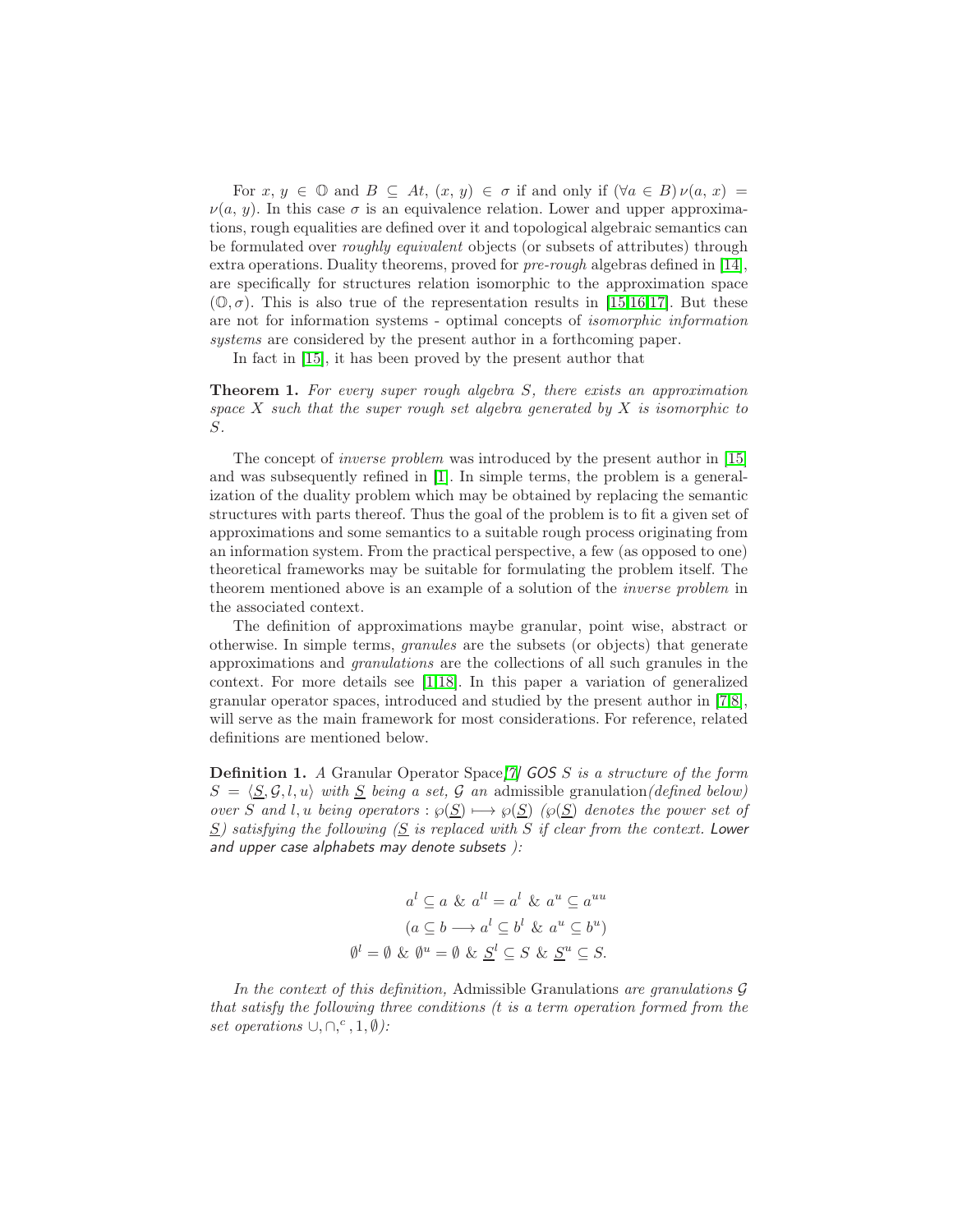For $x, y \in \mathbb{O}$ and $B \subseteq At$, $(x, y) \in \sigma$ if and only if $(\forall a \in B)\, \nu(a, x) = \nu(a, y)$. In this case $\sigma$ is an equivalence relation. Lower and upper approximations, rough equalities are defined over it and topological algebraic semantics can be formulated over *roughly equivalent* objects (or subsets of attributes) through extra operations. Duality theorems, proved for *pre-rough* algebras defined in [14], are specifically for structures relation isomorphic to the approximation space $(\mathbb{O}, \sigma)$. This is also true of the representation results in [15,16,17]. But these are not for information systems - optimal concepts of *isomorphic information systems* are considered by the present author in a forthcoming paper.

In fact in [15], it has been proved by the present author that

**Theorem 1.** *For every super rough algebra $S$, there exists an approximation space $X$ such that the super rough set algebra generated by $X$ is isomorphic to $S$.*

The concept of *inverse problem* was introduced by the present author in [15] and was subsequently refined in [1]. In simple terms, the problem is a generalization of the duality problem which may be obtained by replacing the semantic structures with parts thereof. Thus the goal of the problem is to fit a given set of approximations and some semantics to a suitable rough process originating from an information system. From the practical perspective, a few (as opposed to one) theoretical frameworks may be suitable for formulating the problem itself. The theorem mentioned above is an example of a solution of the *inverse problem* in the associated context.

The definition of approximations maybe granular, point wise, abstract or otherwise. In simple terms, *granules* are the subsets (or objects) that generate approximations and *granulations* are the collections of all such granules in the context. For more details see [1,18]. In this paper a variation of generalized granular operator spaces, introduced and studied by the present author in [7,8], will serve as the main framework for most considerations. For reference, related definitions are mentioned below.

**Definition 1.** *A* Granular Operator Space*[7] GOS $S$ is a structure of the form $S = \langle \underline{S}, \mathcal{G}, l, u\rangle$ with $\underline{S}$ being a set, $\mathcal{G}$ an* admissible granulation*(defined below) over $S$ and $l, u$ being operators $: \wp(\underline{S}) \longmapsto \wp(\underline{S})$ ($\wp(\underline{S})$ denotes the power set of $\underline{S}$) satisfying the following ($\underline{S}$ is replaced with $S$ if clear from the context. Lower and upper case alphabets may denote subsets ):*

$$a^l \subseteq a \;\&\; a^{ll} = a^l \;\&\; a^u \subseteq a^{uu}$$
$$(a \subseteq b \longrightarrow a^l \subseteq b^l \;\&\; a^u \subseteq b^u)$$
$$\emptyset^l = \emptyset \;\&\; \emptyset^u = \emptyset \;\&\; \underline{S}^l \subseteq S \;\&\; \underline{S}^u \subseteq S.$$

*In the context of this definition,* Admissible Granulations *are granulations $\mathcal{G}$ that satisfy the following three conditions ($t$ is a term operation formed from the set operations $\cup, \cap, ^c, 1, \emptyset$):*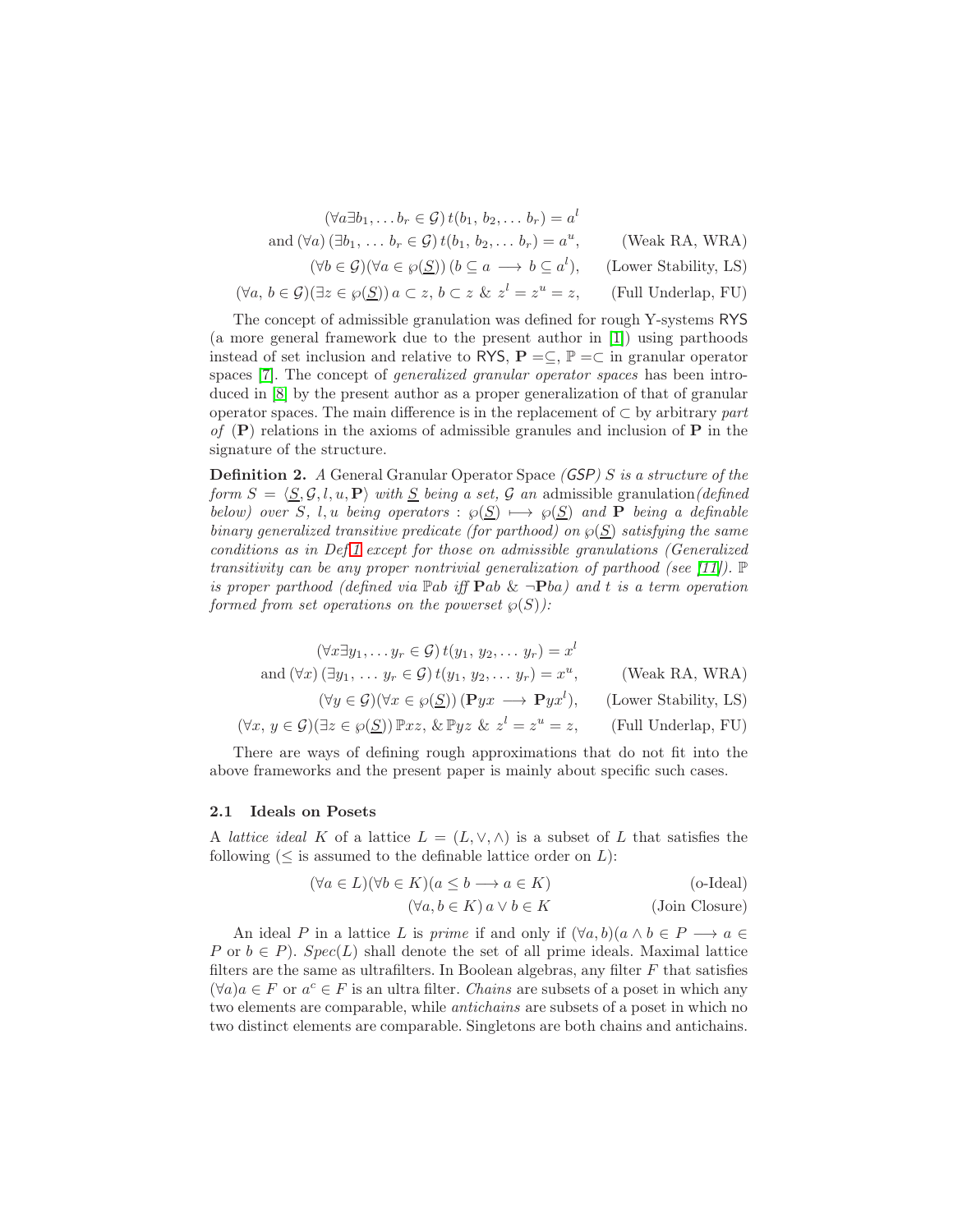$$(\forall a \exists b_1, \ldots b_r \in \mathcal{G})\, t(b_1,\, b_2, \ldots\, b_r) = a^l$$

$$\text{and } (\forall a)\, (\exists b_1,\, \ldots\, b_r \in \mathcal{G})\, t(b_1,\, b_2, \ldots\, b_r) = a^u, \qquad \text{(Weak RA, WRA)}$$

$$(\forall b \in \mathcal{G})(\forall a \in \wp(\underline{S}))\, (b \subseteq a \longrightarrow b \subseteq a^l), \qquad \text{(Lower Stability, LS)}$$

$$(\forall a,\, b \in \mathcal{G})(\exists z \in \wp(\underline{S}))\, a \subset z,\, b \subset z \;\&\; z^l = z^u = z, \qquad \text{(Full Underlap, FU)}$$

The concept of admissible granulation was defined for rough Y-systems RYS (a more general framework due to the present author in [1]) using parthoods instead of set inclusion and relative to RYS, $\mathbf{P} = \subseteq$, $\mathbb{P} = \subset$ in granular operator spaces [7]. The concept of *generalized granular operator spaces* has been introduced in [8] by the present author as a proper generalization of that of granular operator spaces. The main difference is in the replacement of $\subset$ by arbitrary *part of* ($\mathbf{P}$) relations in the axioms of admissible granules and inclusion of $\mathbf{P}$ in the signature of the structure.

**Definition 2.** *A* General Granular Operator Space *(GSP) $S$ is a structure of the form $S = \langle \underline{S}, \mathcal{G}, l, u, \mathbf{P} \rangle$ with $\underline{S}$ being a set, $\mathcal{G}$ an* admissible granulation*(defined below) over $S$, $l, u$ being operators : $\wp(\underline{S}) \longmapsto \wp(\underline{S})$ and $\mathbf{P}$ being a definable binary generalized transitive predicate (for parthood) on $\wp(\underline{S})$ satisfying the same conditions as in Def 1 except for those on admissible granulations (Generalized transitivity can be any proper nontrivial generalization of parthood (see [11]). $\mathbb{P}$ is proper parthood (defined via $\mathbb{P}ab$ iff $\mathbf{P}ab$ & $\neg\mathbf{P}ba$) and $t$ is a term operation formed from set operations on the powerset $\wp(S)$):*

$$(\forall x \exists y_1, \ldots y_r \in \mathcal{G})\, t(y_1,\, y_2, \ldots\, y_r) = x^l$$

$$\text{and } (\forall x)\, (\exists y_1,\, \ldots\, y_r \in \mathcal{G})\, t(y_1,\, y_2, \ldots\, y_r) = x^u, \qquad \text{(Weak RA, WRA)}$$

$$(\forall y \in \mathcal{G})(\forall x \in \wp(\underline{S}))\, (\mathbf{P}yx \longrightarrow \mathbf{P}yx^l), \qquad \text{(Lower Stability, LS)}$$

$$(\forall x,\, y \in \mathcal{G})(\exists z \in \wp(\underline{S}))\, \mathbb{P}xz, \& \mathbb{P}yz \;\&\; z^l = z^u = z, \qquad \text{(Full Underlap, FU)}$$

There are ways of defining rough approximations that do not fit into the above frameworks and the present paper is mainly about specific such cases.

### 2.1 Ideals on Posets

A *lattice ideal* $K$ of a lattice $L = (L, \vee, \wedge)$ is a subset of $L$ that satisfies the following ($\leq$ is assumed to the definable lattice order on $L$):

$$(\forall a \in L)(\forall b \in K)(a \leq b \longrightarrow a \in K) \qquad \text{(o-Ideal)}$$

$$(\forall a, b \in K)\, a \vee b \in K \qquad \text{(Join Closure)}$$

An ideal $P$ in a lattice $L$ is *prime* if and only if $(\forall a, b)(a \wedge b \in P \longrightarrow a \in P \text{ or } b \in P)$. $Spec(L)$ shall denote the set of all prime ideals. Maximal lattice filters are the same as ultrafilters. In Boolean algebras, any filter $F$ that satisfies $(\forall a) a \in F$ or $a^c \in F$ is an ultra filter. *Chains* are subsets of a poset in which any two elements are comparable, while *antichains* are subsets of a poset in which no two distinct elements are comparable. Singletons are both chains and antichains.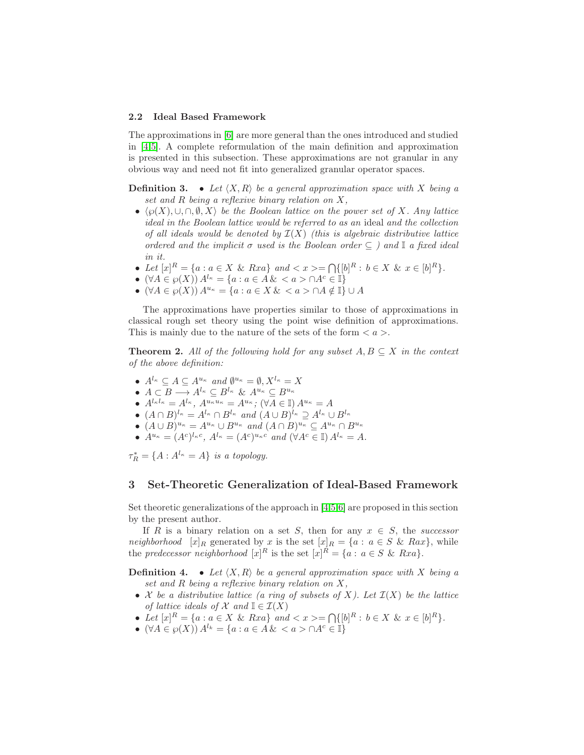### 2.2 Ideal Based Framework

The approximations in [6] are more general than the ones introduced and studied in [4,5]. A complete reformulation of the main definition and approximation is presented in this subsection. These approximations are not granular in any obvious way and need not fit into generalized granular operator spaces.

**Definition 3.**

- *Let $\langle X, R\rangle$ be a general approximation space with $X$ being a set and $R$ being a reflexive binary relation on $X$,*
- *$\langle \wp(X), \cup, \cap, \emptyset, X\rangle$ be the Boolean lattice on the power set of $X$. Any lattice ideal in the Boolean lattice would be referred to as an* ideal *and the collection of all ideals would be denoted by $\mathcal{I}(X)$ (this is algebraic distributive lattice ordered and the implicit $\sigma$ used is the Boolean order $\subseteq$ ) and $\mathbb{I}$ a fixed ideal in it.*
- *Let $[x]^R = \{a : a \in X \; \& \; Rxa\}$ and $< x >= \bigcap\{[b]^R : b \in X \; \& \; x \in [b]^R\}$.*
- $(\forall A \in \wp(X))\, A^{l_\kappa} = \{a : a \in A \,\&\, < a > \cap A^c \in \mathbb{I}\}$
- $(\forall A \in \wp(X))\, A^{u_\kappa} = \{a : a \in X \,\&\, < a > \cap A \notin \mathbb{I}\} \cup A$

The approximations have properties similar to those of approximations in classical rough set theory using the point wise definition of approximations. This is mainly due to the nature of the sets of the form $< a >$.

**Theorem 2.** *All of the following hold for any subset $A, B \subseteq X$ in the context of the above definition:*

- $A^{l_\kappa} \subseteq A \subseteq A^{u_\kappa}$ *and* $\emptyset^{u_\kappa} = \emptyset, X^{l_\kappa} = X$
- $A \subset B \longrightarrow A^{l_\kappa} \subseteq B^{l_\kappa} \;\&\; A^{u_\kappa} \subseteq B^{u_\kappa}$
- $A^{l_\kappa l_\kappa} = A^{l_\kappa}$, $A^{u_\kappa u_\kappa} = A^{u_\kappa}$; $(\forall A \in \mathbb{I})\, A^{u_\kappa} = A$
- $(A \cap B)^{l_\kappa} = A^{l_\kappa} \cap B^{l_\kappa}$ *and* $(A \cup B)^{l_\kappa} \supseteq A^{l_\kappa} \cup B^{l_\kappa}$
- $(A \cup B)^{u_\kappa} = A^{u_\kappa} \cup B^{u_\kappa}$ *and* $(A \cap B)^{u_\kappa} \subseteq A^{u_\kappa} \cap B^{u_\kappa}$
- $A^{u_\kappa} = (A^c)^{l_\kappa c}$, $A^{l_\kappa} = (A^c)^{u_\kappa c}$ *and* $(\forall A^c \in \mathbb{I})\, A^{l_\kappa} = A$.

$\tau_R^* = \{A : A^{l_\kappa} = A\}$ *is a topology.*

## 3 Set-Theoretic Generalization of Ideal-Based Framework

Set theoretic generalizations of the approach in [4,5,6] are proposed in this section by the present author.

If $R$ is a binary relation on a set $S$, then for any $x \in S$, the *successor neighborhood* $[x]_R$ generated by $x$ is the set $[x]_R = \{a : a \in S \;\&\; Rax\}$, while the *predecessor neighborhood* $[x]^R$ is the set $[x]^R = \{a : a \in S \;\&\; Rxa\}$.

**Definition 4.**

- *Let $\langle X, R\rangle$ be a general approximation space with $X$ being a set and $R$ being a reflexive binary relation on $X$,*
- *$\mathcal{X}$ be a distributive lattice (a ring of subsets of $X$). Let $\mathcal{I}(X)$ be the lattice of lattice ideals of $\mathcal{X}$ and $\mathbb{I} \in \mathcal{I}(X)$*
- *Let $[x]^R = \{a : a \in X \;\&\; Rxa\}$ and $< x >= \bigcap\{[b]^R : b \in X \;\&\; x \in [b]^R\}$.*
- $(\forall A \in \wp(X))\, A^{l_k} = \{a : a \in A \,\&\, < a > \cap A^c \in \mathbb{I}\}$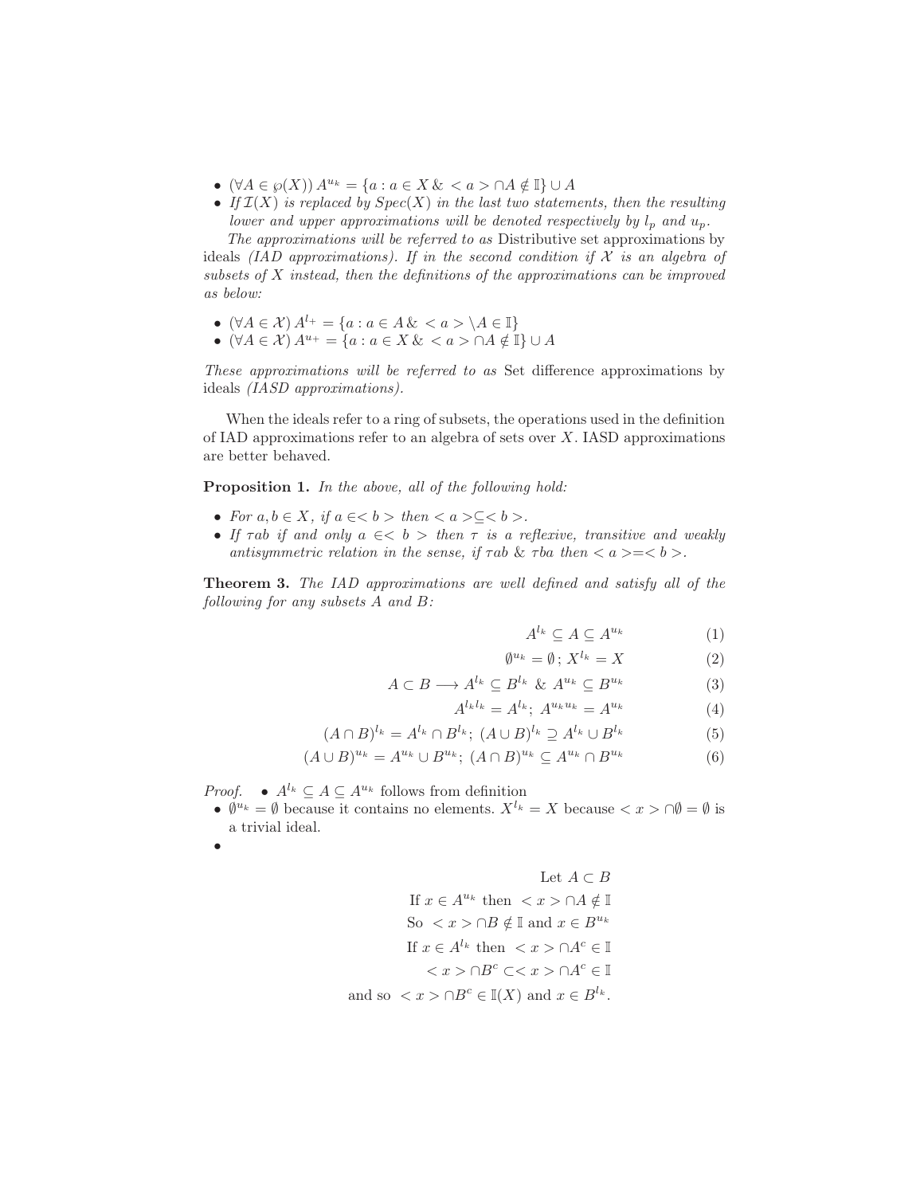- $(\forall A \in \wp(X))\, A^{u_k} = \{a : a \in X \,\&\, < a > \cap A \notin \mathbb{I}\} \cup A$
- *If $\mathcal{I}(X)$ is replaced by $Spec(X)$ in the last two statements, then the resulting lower and upper approximations will be denoted respectively by $l_p$ and $u_p$.*

*The approximations will be referred to as* Distributive set approximations by ideals *(IAD approximations). If in the second condition if $\mathcal{X}$ is an algebra of subsets of $X$ instead, then the definitions of the approximations can be improved as below:*

- $(\forall A \in \mathcal{X})\, A^{l_+} = \{a : a \in A \,\&\, < a > \setminus A \in \mathbb{I}\}$
- $(\forall A \in \mathcal{X})\, A^{u_+} = \{a : a \in X \,\&\, < a > \cap A \notin \mathbb{I}\} \cup A$

*These approximations will be referred to as* Set difference approximations by ideals *(IASD approximations).*

When the ideals refer to a ring of subsets, the operations used in the definition of IAD approximations refer to an algebra of sets over $X$. IASD approximations are better behaved.

**Proposition 1.** *In the above, all of the following hold:*

- *For $a, b \in X$, if $a \in < b >$ then $< a > \subseteq < b >$.*
- *If $\tau ab$ if and only $a \in < b >$ then $\tau$ is a reflexive, transitive and weakly antisymmetric relation in the sense, if $\tau ab$ & $\tau ba$ then $< a > = < b >$.*

**Theorem 3.** *The IAD approximations are well defined and satisfy all of the following for any subsets $A$ and $B$:*

$$A^{l_k} \subseteq A \subseteq A^{u_k} \tag{1}$$

$$\emptyset^{u_k} = \emptyset\, ;\, X^{l_k} = X \tag{2}$$

$$A \subset B \longrightarrow A^{l_k} \subseteq B^{l_k} \;\&\; A^{u_k} \subseteq B^{u_k} \tag{3}$$

$$A^{l_k l_k} = A^{l_k};\; A^{u_k u_k} = A^{u_k} \tag{4}$$

$$(A \cap B)^{l_k} = A^{l_k} \cap B^{l_k};\; (A \cup B)^{l_k} \supseteq A^{l_k} \cup B^{l_k} \tag{5}$$

$$(A \cup B)^{u_k} = A^{u_k} \cup B^{u_k};\; (A \cap B)^{u_k} \subseteq A^{u_k} \cap B^{u_k} \tag{6}$$

*Proof.*

- $A^{l_k} \subseteq A \subseteq A^{u_k}$ follows from definition
- $\emptyset^{u_k} = \emptyset$ because it contains no elements. $X^{l_k} = X$ because $< x > \cap \emptyset = \emptyset$ is a trivial ideal.
- 

$$
\begin{aligned}
&\text{Let } A \subset B \\
&\text{If } x \in A^{u_k} \text{ then } < x > \cap A \notin \mathbb{I} \\
&\text{So } < x > \cap B \notin \mathbb{I} \text{ and } x \in B^{u_k} \\
&\text{If } x \in A^{l_k} \text{ then } < x > \cap A^c \in \mathbb{I} \\
&< x > \cap B^c \subset < x > \cap A^c \in \mathbb{I} \\
&\text{and so } < x > \cap B^c \in \mathbb{I}(X) \text{ and } x \in B^{l_k}.
\end{aligned}
$$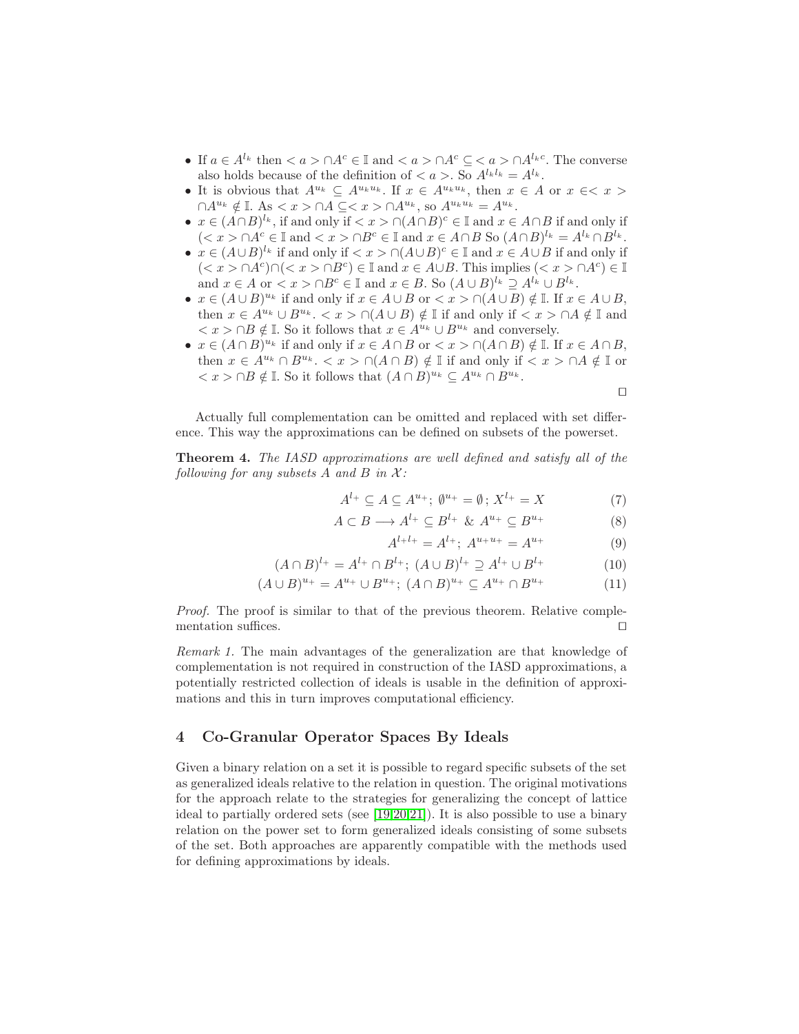- If $a \in A^{l_k}$ then $< a > \cap A^c \in \mathbb{I}$ and $< a > \cap A^c \subseteq < a > \cap A^{l_k c}$. The converse also holds because of the definition of $< a >$. So $A^{l_k l_k} = A^{l_k}$.
- It is obvious that $A^{u_k} \subseteq A^{u_k u_k}$. If $x \in A^{u_k u_k}$, then $x \in A$ or $x \in < x > \cap A^{u_k} \notin \mathbb{I}$. As $< x > \cap A \subseteq < x > \cap A^{u_k}$, so $A^{u_k u_k} = A^{u_k}$.
- $x \in (A \cap B)^{l_k}$, if and only if $< x > \cap (A \cap B)^c \in \mathbb{I}$ and $x \in A \cap B$ if and only if $(< x > \cap A^c \in \mathbb{I}$ and $< x > \cap B^c \in \mathbb{I}$ and $x \in A \cap B$ So $(A \cap B)^{l_k} = A^{l_k} \cap B^{l_k}$.
- $x \in (A \cup B)^{l_k}$ if and only if $< x > \cap (A \cup B)^c \in \mathbb{I}$ and $x \in A \cup B$ if and only if $(< x > \cap A^c) \cap (< x > \cap B^c) \in \mathbb{I}$ and $x \in A \cup B$. This implies $(< x > \cap A^c) \in \mathbb{I}$ and $x \in A$ or $< x > \cap B^c \in \mathbb{I}$ and $x \in B$. So $(A \cup B)^{l_k} \supseteq A^{l_k} \cup B^{l_k}$.
- $x \in (A \cup B)^{u_k}$ if and only if $x \in A \cup B$ or $< x > \cap (A \cup B) \notin \mathbb{I}$. If $x \in A \cup B$, then $x \in A^{u_k} \cup B^{u_k}$. $< x > \cap (A \cup B) \notin \mathbb{I}$ if and only if $< x > \cap A \notin \mathbb{I}$ and $< x > \cap B \notin \mathbb{I}$. So it follows that $x \in A^{u_k} \cup B^{u_k}$ and conversely.
- $x \in (A \cap B)^{u_k}$ if and only if $x \in A \cap B$ or $< x > \cap (A \cap B) \notin \mathbb{I}$. If $x \in A \cap B$, then $x \in A^{u_k} \cap B^{u_k}$. $< x > \cap (A \cap B) \notin \mathbb{I}$ if and only if $< x > \cap A \notin \mathbb{I}$ or $< x > \cap B \notin \mathbb{I}$. So it follows that $(A \cap B)^{u_k} \subseteq A^{u_k} \cap B^{u_k}$.

$\square$

Actually full complementation can be omitted and replaced with set difference. This way the approximations can be defined on subsets of the powerset.

**Theorem 4.** *The IASD approximations are well defined and satisfy all of the following for any subsets $A$ and $B$ in $\mathcal{X}$:*

$$A^{l_+} \subseteq A \subseteq A^{u_+};\ \emptyset^{u_+} = \emptyset;\ X^{l_+} = X \tag{7}$$

$$A \subset B \longrightarrow A^{l_+} \subseteq B^{l_+}\ \&\ A^{u_+} \subseteq B^{u_+} \tag{8}$$

$$A^{l_+ l_+} = A^{l_+};\ A^{u_+ u_+} = A^{u_+} \tag{9}$$

$$(A \cap B)^{l_+} = A^{l_+} \cap B^{l_+};\ (A \cup B)^{l_+} \supseteq A^{l_+} \cup B^{l_+} \tag{10}$$

$$(A \cup B)^{u_+} = A^{u_+} \cup B^{u_+};\ (A \cap B)^{u_+} \subseteq A^{u_+} \cap B^{u_+} \tag{11}$$

*Proof.* The proof is similar to that of the previous theorem. Relative complementation suffices. $\square$

*Remark 1.* The main advantages of the generalization are that knowledge of complementation is not required in construction of the IASD approximations, a potentially restricted collection of ideals is usable in the definition of approximations and this in turn improves computational efficiency.

## 4 Co-Granular Operator Spaces By Ideals

Given a binary relation on a set it is possible to regard specific subsets of the set as generalized ideals relative to the relation in question. The original motivations for the approach relate to the strategies for generalizing the concept of lattice ideal to partially ordered sets (see [19,20,21]). It is also possible to use a binary relation on the power set to form generalized ideals consisting of some subsets of the set. Both approaches are apparently compatible with the methods used for defining approximations by ideals.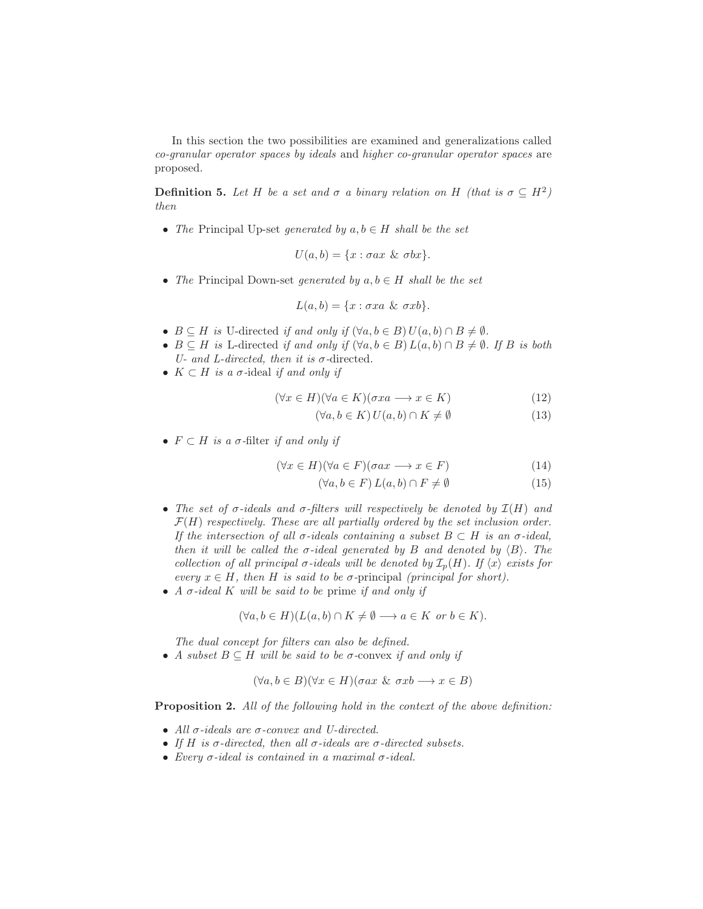In this section the two possibilities are examined and generalizations called *co-granular operator spaces by ideals* and *higher co-granular operator spaces* are proposed.

**Definition 5.** *Let $H$ be a set and $\sigma$ a binary relation on $H$ (that is $\sigma \subseteq H^2$) then*

- *The* Principal Up-set *generated by $a, b \in H$ shall be the set*

$$U(a,b) = \{x : \sigma ax \ \&\ \sigma bx\}.$$

- *The* Principal Down-set *generated by $a, b \in H$ shall be the set*

$$L(a,b) = \{x : \sigma xa \ \&\ \sigma xb\}.$$

- *$B \subseteq H$ is* U-directed *if and only if $(\forall a, b \in B)\, U(a,b) \cap B \neq \emptyset$.*
- *$B \subseteq H$ is* L-directed *if and only if $(\forall a, b \in B)\, L(a,b) \cap B \neq \emptyset$. If $B$ is both U- and L-directed, then it is* $\sigma$-directed.
- *$K \subset H$ is a* $\sigma$-ideal *if and only if*

$$(\forall x \in H)(\forall a \in K)(\sigma xa \longrightarrow x \in K) \tag{12}$$

$$(\forall a, b \in K)\, U(a,b) \cap K \neq \emptyset \tag{13}$$

- *$F \subset H$ is a* $\sigma$-filter *if and only if*

$$(\forall x \in H)(\forall a \in F)(\sigma ax \longrightarrow x \in F) \tag{14}$$

$$(\forall a, b \in F)\, L(a,b) \cap F \neq \emptyset \tag{15}$$

- *The set of $\sigma$-ideals and $\sigma$-filters will respectively be denoted by $\mathcal{I}(H)$ and $\mathcal{F}(H)$ respectively. These are all partially ordered by the set inclusion order. If the intersection of all $\sigma$-ideals containing a subset $B \subset H$ is an $\sigma$-ideal, then it will be called the $\sigma$-ideal generated by $B$ and denoted by $\langle B \rangle$. The collection of all principal $\sigma$-ideals will be denoted by $\mathcal{I}_p(H)$. If $\langle x \rangle$ exists for every $x \in H$, then $H$ is said to be* $\sigma$-principal *(principal for short).*
- *A $\sigma$-ideal $K$ will be said to be* prime *if and only if*

$$(\forall a, b \in H)(L(a,b) \cap K \neq \emptyset \longrightarrow a \in K \text{ or } b \in K).$$

*The dual concept for filters can also be defined.*

- *A subset $B \subseteq H$ will be said to be* $\sigma$-convex *if and only if*

$$(\forall a, b \in B)(\forall x \in H)(\sigma ax \ \&\ \sigma xb \longrightarrow x \in B)$$

**Proposition 2.** *All of the following hold in the context of the above definition:*

- *All $\sigma$-ideals are $\sigma$-convex and U-directed.*
- *If $H$ is $\sigma$-directed, then all $\sigma$-ideals are $\sigma$-directed subsets.*
- *Every $\sigma$-ideal is contained in a maximal $\sigma$-ideal.*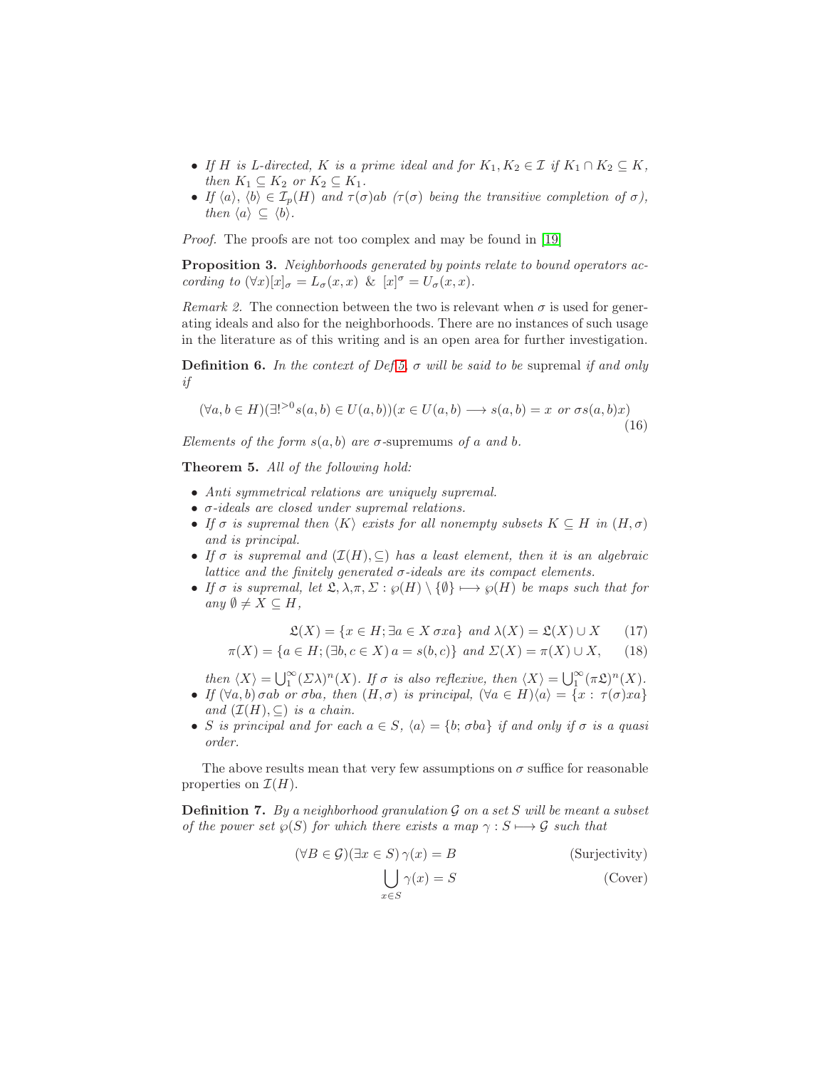- *If $H$ is L-directed, $K$ is a prime ideal and for $K_1, K_2 \in \mathcal{I}$ if $K_1 \cap K_2 \subseteq K$, then $K_1 \subseteq K_2$ or $K_2 \subseteq K_1$.*
- *If $\langle a \rangle$, $\langle b \rangle \in \mathcal{I}_p(H)$ and $\tau(\sigma)ab$ ($\tau(\sigma)$ being the transitive completion of $\sigma$), then $\langle a \rangle \subseteq \langle b \rangle$.*

*Proof.* The proofs are not too complex and may be found in [19]

**Proposition 3.** *Neighborhoods generated by points relate to bound operators according to $(\forall x)[x]_\sigma = L_\sigma(x,x)$ & $[x]^\sigma = U_\sigma(x,x)$.*

*Remark 2.* The connection between the two is relevant when $\sigma$ is used for generating ideals and also for the neighborhoods. There are no instances of such usage in the literature as of this writing and is an open area for further investigation.

**Definition 6.** *In the context of Def 5, $\sigma$ will be said to be* supremal *if and only if*

$$(\forall a, b \in H)(\exists!^{>0} s(a,b) \in U(a,b))(x \in U(a,b) \longrightarrow s(a,b) = x \text{ or } \sigma s(a,b)x) \tag{16}$$

*Elements of the form $s(a,b)$ are* $\sigma$-supremums *of $a$ and $b$.*

**Theorem 5.** *All of the following hold:*

- *Anti symmetrical relations are uniquely supremal.*
- *$\sigma$-ideals are closed under supremal relations.*
- *If $\sigma$ is supremal then $\langle K \rangle$ exists for all nonempty subsets $K \subseteq H$ in $(H,\sigma)$ and is principal.*
- *If $\sigma$ is supremal and $(\mathcal{I}(H), \subseteq)$ has a least element, then it is an algebraic lattice and the finitely generated $\sigma$-ideals are its compact elements.*
- *If $\sigma$ is supremal, let $\mathfrak{L}, \lambda, \pi, \Sigma : \wp(H) \setminus \{\emptyset\} \longmapsto \wp(H)$ be maps such that for any $\emptyset \neq X \subseteq H$,*

$$\mathfrak{L}(X) = \{x \in H; \exists a \in X\ \sigma x a\} \text{ and } \lambda(X) = \mathfrak{L}(X) \cup X \tag{17}$$

$$\pi(X) = \{a \in H; (\exists b, c \in X)\, a = s(b,c)\} \text{ and } \Sigma(X) = \pi(X) \cup X, \tag{18}$$

*then $\langle X \rangle = \bigcup_1^\infty (\Sigma\lambda)^n(X)$. If $\sigma$ is also reflexive, then $\langle X \rangle = \bigcup_1^\infty (\pi\mathfrak{L})^n(X)$.*
- *If $(\forall a, b)\, \sigma ab$ or $\sigma ba$, then $(H,\sigma)$ is principal, $(\forall a \in H)\langle a \rangle = \{x : \tau(\sigma)xa\}$ and $(\mathcal{I}(H), \subseteq)$ is a chain.*
- *$S$ is principal and for each $a \in S$, $\langle a \rangle = \{b; \sigma ba\}$ if and only if $\sigma$ is a quasi order.*

The above results mean that very few assumptions on $\sigma$ suffice for reasonable properties on $\mathcal{I}(H)$.

**Definition 7.** *By a neighborhood granulation $\mathcal{G}$ on a set $S$ will be meant a subset of the power set $\wp(S)$ for which there exists a map $\gamma : S \longmapsto \mathcal{G}$ such that*

$$(\forall B \in \mathcal{G})(\exists x \in S)\, \gamma(x) = B \tag{Surjectivity}$$

$$\bigcup_{x \in S} \gamma(x) = S \tag{Cover}$$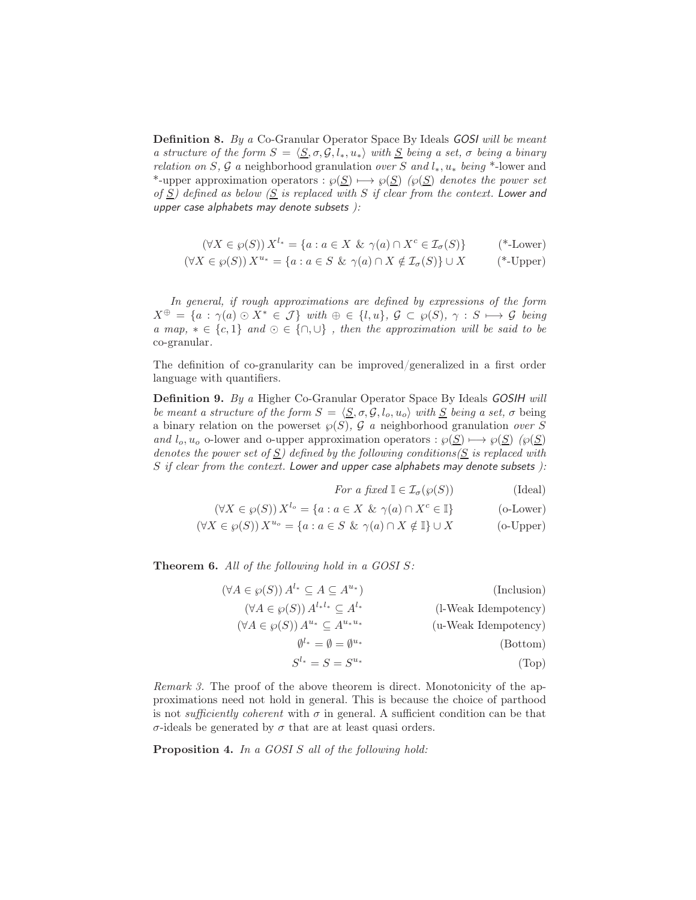**Definition 8.** *By a* Co-Granular Operator Space By Ideals *GOSI will be meant a structure of the form $S = \langle \underline{S}, \sigma, \mathcal{G}, l_*, u_* \rangle$ with $\underline{S}$ being a set, $\sigma$ being a binary relation on $S$, $\mathcal{G}$ a* neighborhood granulation *over $S$ and $l_*, u_*$ being* \*-lower and \*-upper approximation operators *: $\wp(\underline{S}) \longmapsto \wp(\underline{S})$ ($\wp(\underline{S})$ denotes the power set of $\underline{S}$) defined as below ($\underline{S}$ is replaced with $S$ if clear from the context. Lower and upper case alphabets may denote subsets ):*

$$(\forall X \in \wp(S))\, X^{l_*} = \{a : a \in X \;\&\; \gamma(a) \cap X^c \in \mathcal{I}_\sigma(S)\} \qquad \text{(*-Lower)}$$

$$(\forall X \in \wp(S))\, X^{u_*} = \{a : a \in S \;\&\; \gamma(a) \cap X \notin \mathcal{I}_\sigma(S)\} \cup X \qquad \text{(*-Upper)}$$

*In general, if rough approximations are defined by expressions of the form $X^{\oplus} = \{a : \gamma(a) \odot X^* \in \mathcal{J}\}$ with $\oplus \in \{l, u\}$, $\mathcal{G} \subset \wp(S)$, $\gamma : S \longmapsto \mathcal{G}$ being a map, $* \in \{c, 1\}$ and $\odot \in \{\cap, \cup\}$ , then the approximation will be said to be* co-granular*.*

The definition of co-granularity can be improved/generalized in a first order language with quantifiers.

**Definition 9.** *By a* Higher Co-Granular Operator Space By Ideals *GOSIH will be meant a structure of the form $S = \langle \underline{S}, \sigma, \mathcal{G}, l_o, u_o \rangle$ with $\underline{S}$ being a set, $\sigma$* being a binary relation on the powerset $\wp(S)$, $\mathcal{G}$ *a* neighborhood granulation *over $S$ and $l_o, u_o$* o-lower and o-upper approximation operators *: $\wp(\underline{S}) \longmapsto \wp(\underline{S})$ ($\wp(\underline{S})$ denotes the power set of $\underline{S}$) defined by the following conditions($\underline{S}$ is replaced with $S$ if clear from the context. Lower and upper case alphabets may denote subsets ):*

$$\textit{For a fixed } \mathbb{I} \in \mathcal{I}_\sigma(\wp(S)) \qquad \text{(Ideal)}$$

$$(\forall X \in \wp(S))\, X^{l_o} = \{a : a \in X \;\&\; \gamma(a) \cap X^c \in \mathbb{I}\} \qquad \text{(o-Lower)}$$

$$(\forall X \in \wp(S))\, X^{u_o} = \{a : a \in S \;\&\; \gamma(a) \cap X \notin \mathbb{I}\} \cup X \qquad \text{(o-Upper)}$$

**Theorem 6.** *All of the following hold in a GOSI S:*

$$(\forall A \in \wp(S))\, A^{l_*} \subseteq A \subseteq A^{u_*}) \qquad \text{(Inclusion)}$$

$$(\forall A \in \wp(S))\, A^{l_* l_*} \subseteq A^{l_*} \qquad \text{(l-Weak Idempotency)}$$

$$(\forall A \in \wp(S))\, A^{u_*} \subseteq A^{u_* u_*} \qquad \text{(u-Weak Idempotency)}$$

$$\emptyset^{l_*} = \emptyset = \emptyset^{u_*} \qquad \text{(Bottom)}$$

$$S^{l_*} = S = S^{u_*} \qquad \text{(Top)}$$

*Remark 3.* The proof of the above theorem is direct. Monotonicity of the approximations need not hold in general. This is because the choice of parthood is not *sufficiently coherent* with $\sigma$ in general. A sufficient condition can be that $\sigma$-ideals be generated by $\sigma$ that are at least quasi orders.

**Proposition 4.** *In a GOSI S all of the following hold:*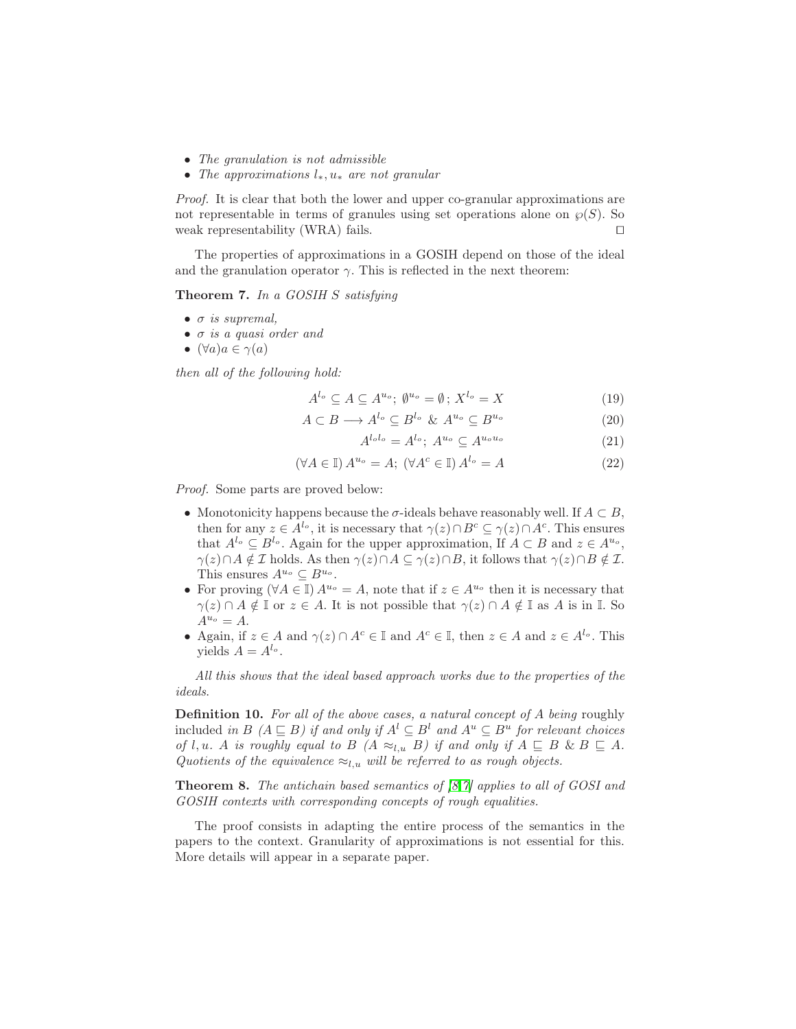- *The granulation is not admissible*
- *The approximations $l_*, u_*$ are not granular*

*Proof.* It is clear that both the lower and upper co-granular approximations are not representable in terms of granules using set operations alone on $\wp(S)$. So weak representability (WRA) fails. □

The properties of approximations in a GOSIH depend on those of the ideal and the granulation operator $\gamma$. This is reflected in the next theorem:

**Theorem 7.** *In a GOSIH S satisfying*

- *$\sigma$ is supremal,*
- *$\sigma$ is a quasi order and*
- *$(\forall a) a \in \gamma(a)$*

*then all of the following hold:*

$$A^{l_o} \subseteq A \subseteq A^{u_o};\ \emptyset^{u_o} = \emptyset\,;\ X^{l_o} = X \tag{19}$$

$$A \subset B \longrightarrow A^{l_o} \subseteq B^{l_o}\ \&\ A^{u_o} \subseteq B^{u_o} \tag{20}$$

$$A^{l_o l_o} = A^{l_o};\ A^{u_o} \subseteq A^{u_o u_o} \tag{21}$$

$$(\forall A \in \mathbb{I})\, A^{u_o} = A;\ (\forall A^c \in \mathbb{I})\, A^{l_o} = A \tag{22}$$

*Proof.* Some parts are proved below:

- Monotonicity happens because the $\sigma$-ideals behave reasonably well. If $A \subset B$, then for any $z \in A^{l_o}$, it is necessary that $\gamma(z) \cap B^c \subseteq \gamma(z) \cap A^c$. This ensures that $A^{l_o} \subseteq B^{l_o}$. Again for the upper approximation, If $A \subset B$ and $z \in A^{u_o}$, $\gamma(z) \cap A \notin \mathcal{I}$ holds. As then $\gamma(z) \cap A \subseteq \gamma(z) \cap B$, it follows that $\gamma(z) \cap B \notin \mathcal{I}$. This ensures $A^{u_o} \subseteq B^{u_o}$.
- For proving $(\forall A \in \mathbb{I})\, A^{u_o} = A$, note that if $z \in A^{u_o}$ then it is necessary that $\gamma(z) \cap A \notin \mathbb{I}$ or $z \in A$. It is not possible that $\gamma(z) \cap A \notin \mathbb{I}$ as $A$ is in $\mathbb{I}$. So $A^{u_o} = A$.
- Again, if $z \in A$ and $\gamma(z) \cap A^c \in \mathbb{I}$ and $A^c \in \mathbb{I}$, then $z \in A$ and $z \in A^{l_o}$. This yields $A = A^{l_o}$.

*All this shows that the ideal based approach works due to the properties of the ideals.*

**Definition 10.** *For all of the above cases, a natural concept of A being* roughly included *in B ($A \sqsubseteq B$) if and only if $A^l \subseteq B^l$ and $A^u \subseteq B^u$ for relevant choices of $l, u$. A is roughly equal to B ($A \approx_{l,u} B$) if and only if $A \sqsubseteq B\ \&\ B \sqsubseteq A$. Quotients of the equivalence $\approx_{l,u}$ will be referred to as rough objects.*

**Theorem 8.** *The antichain based semantics of [8,7] applies to all of GOSI and GOSIH contexts with corresponding concepts of rough equalities.*

The proof consists in adapting the entire process of the semantics in the papers to the context. Granularity of approximations is not essential for this. More details will appear in a separate paper.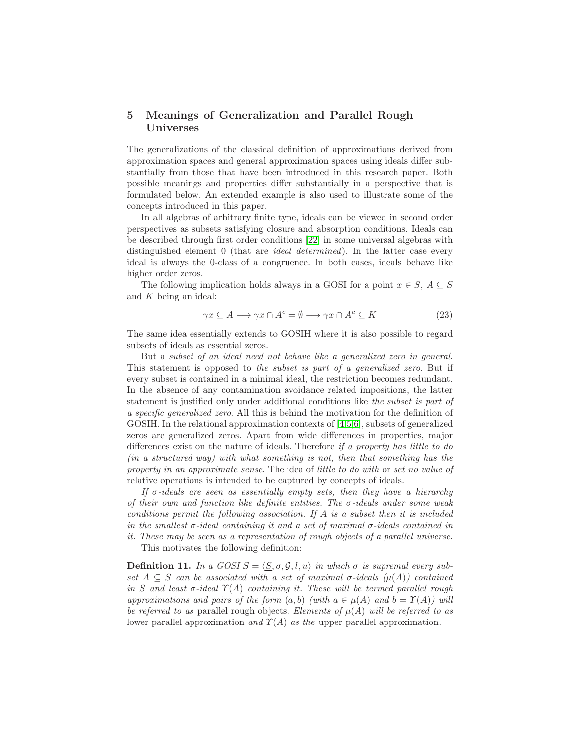## 5 Meanings of Generalization and Parallel Rough Universes

The generalizations of the classical definition of approximations derived from approximation spaces and general approximation spaces using ideals differ substantially from those that have been introduced in this research paper. Both possible meanings and properties differ substantially in a perspective that is formulated below. An extended example is also used to illustrate some of the concepts introduced in this paper.

In all algebras of arbitrary finite type, ideals can be viewed in second order perspectives as subsets satisfying closure and absorption conditions. Ideals can be described through first order conditions [22] in some universal algebras with distinguished element 0 (that are *ideal determined*). In the latter case every ideal is always the 0-class of a congruence. In both cases, ideals behave like higher order zeros.

The following implication holds always in a GOSI for a point $x \in S$, $A \subseteq S$ and $K$ being an ideal:

$$\gamma x \subseteq A \longrightarrow \gamma x \cap A^c = \emptyset \longrightarrow \gamma x \cap A^c \subseteq K \tag{23}$$

The same idea essentially extends to GOSIH where it is also possible to regard subsets of ideals as essential zeros.

But a *subset of an ideal need not behave like a generalized zero in general*. This statement is opposed to *the subset is part of a generalized zero*. But if every subset is contained in a minimal ideal, the restriction becomes redundant. In the absence of any contamination avoidance related impositions, the latter statement is justified only under additional conditions like *the subset is part of a specific generalized zero*. All this is behind the motivation for the definition of GOSIH. In the relational approximation contexts of [4,5,6], subsets of generalized zeros are generalized zeros. Apart from wide differences in properties, major differences exist on the nature of ideals. Therefore *if a property has little to do (in a structured way) with what something is not, then that something has the property in an approximate sense.* The idea of *little to do with* or *set no value of* relative operations is intended to be captured by concepts of ideals.

*If σ-ideals are seen as essentially empty sets, then they have a hierarchy of their own and function like definite entities. The σ-ideals under some weak conditions permit the following association. If A is a subset then it is included in the smallest σ-ideal containing it and a set of maximal σ-ideals contained in it. These may be seen as a representation of rough objects of a parallel universe.*

This motivates the following definition:

**Definition 11.** *In a GOSI $S = \langle \underline{S}, \sigma, \mathcal{G}, l, u\rangle$ in which $\sigma$ is supremal every subset $A \subseteq S$ can be associated with a set of maximal σ-ideals ($\mu(A)$) contained in $S$ and least σ-ideal $\Upsilon(A)$ containing it. These will be termed parallel rough approximations and pairs of the form $(a, b)$ (with $a \in \mu(A)$ and $b = \Upsilon(A)$) will be referred to as* parallel rough objects. *Elements of $\mu(A)$ will be referred to as* lower parallel approximation *and $\Upsilon(A)$ as the* upper parallel approximation.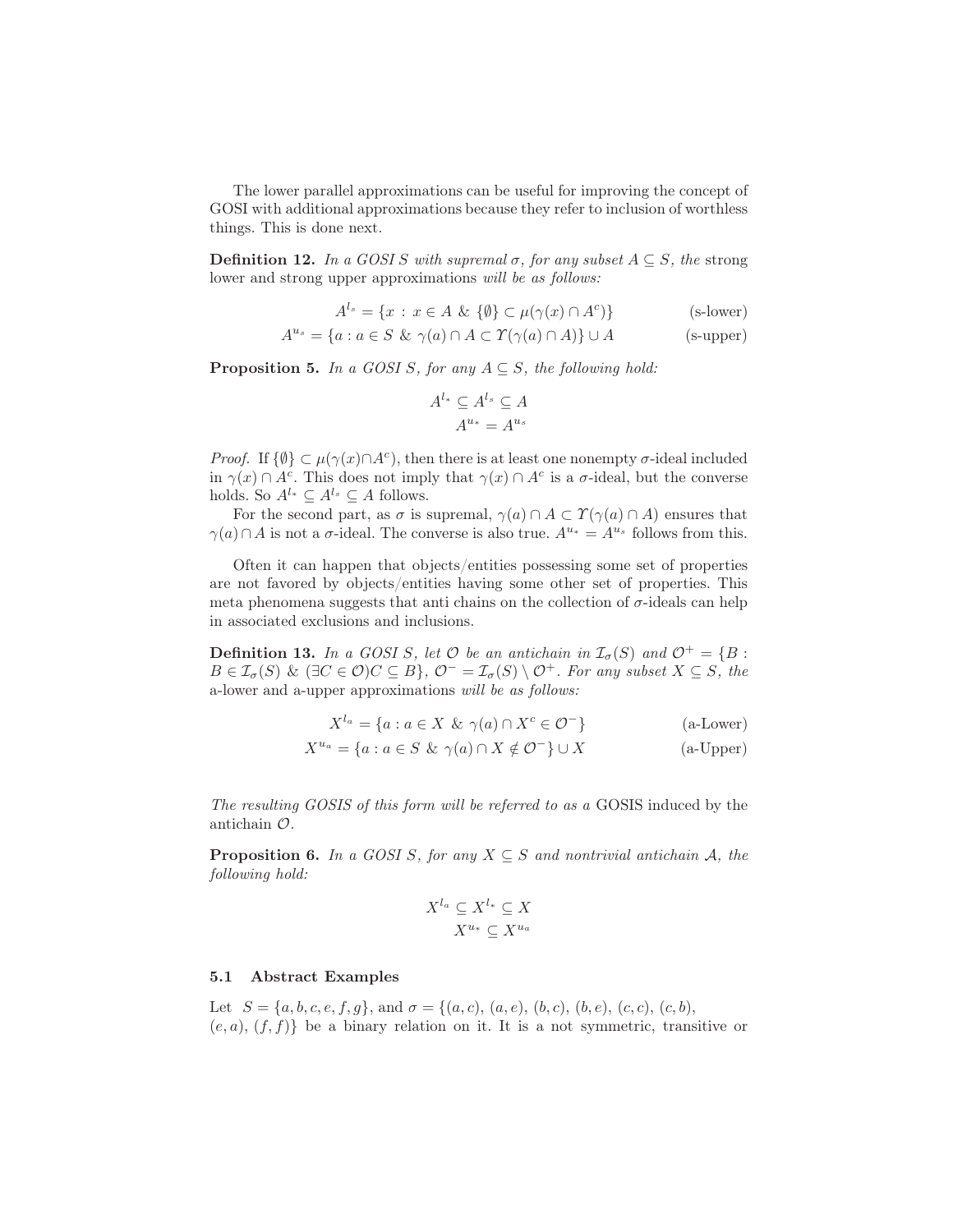The lower parallel approximations can be useful for improving the concept of GOSI with additional approximations because they refer to inclusion of worthless things. This is done next.

**Definition 12.** *In a GOSI $S$ with supremal $\sigma$, for any subset $A \subseteq S$, the* strong lower and strong upper approximations *will be as follows:*

$$A^{l_s} = \{x \,:\, x \in A \;\&\; \{\emptyset\} \subset \mu(\gamma(x) \cap A^c)\} \tag{s-lower}$$

$$A^{u_s} = \{a : a \in S \;\&\; \gamma(a) \cap A \subset \Upsilon(\gamma(a) \cap A)\} \cup A \tag{s-upper}$$

**Proposition 5.** *In a GOSI $S$, for any $A \subseteq S$, the following hold:*

$$A^{l_*} \subseteq A^{l_s} \subseteq A$$
$$A^{u_*} = A^{u_s}$$

*Proof.* If $\{\emptyset\} \subset \mu(\gamma(x) \cap A^c)$, then there is at least one nonempty $\sigma$-ideal included in $\gamma(x) \cap A^c$. This does not imply that $\gamma(x) \cap A^c$ is a $\sigma$-ideal, but the converse holds. So $A^{l_*} \subseteq A^{l_s} \subseteq A$ follows.

For the second part, as $\sigma$ is supremal, $\gamma(a) \cap A \subset \Upsilon(\gamma(a) \cap A)$ ensures that $\gamma(a) \cap A$ is not a $\sigma$-ideal. The converse is also true. $A^{u_*} = A^{u_s}$ follows from this.

Often it can happen that objects/entities possessing some set of properties are not favored by objects/entities having some other set of properties. This meta phenomena suggests that anti chains on the collection of $\sigma$-ideals can help in associated exclusions and inclusions.

**Definition 13.** *In a GOSI $S$, let $\mathcal{O}$ be an antichain in $\mathcal{I}_\sigma(S)$ and $\mathcal{O}^+ = \{B : B \in \mathcal{I}_\sigma(S) \;\&\; (\exists C \in \mathcal{O}) C \subseteq B\}$, $\mathcal{O}^- = \mathcal{I}_\sigma(S) \setminus \mathcal{O}^+$. For any subset $X \subseteq S$, the* a-lower and a-upper approximations *will be as follows:*

$$X^{l_a} = \{a : a \in X \;\&\; \gamma(a) \cap X^c \in \mathcal{O}^-\} \tag{a-Lower}$$

$$X^{u_a} = \{a : a \in S \;\&\; \gamma(a) \cap X \notin \mathcal{O}^-\} \cup X \tag{a-Upper}$$

*The resulting GOSIS of this form will be referred to as a* GOSIS induced by the antichain *$\mathcal{O}$.*

**Proposition 6.** *In a GOSI $S$, for any $X \subseteq S$ and nontrivial antichain $\mathcal{A}$, the following hold:*

$$X^{l_a} \subseteq X^{l_*} \subseteq X$$
$$X^{u_*} \subseteq X^{u_a}$$

### 5.1 Abstract Examples

Let $S = \{a, b, c, e, f, g\}$, and $\sigma = \{(a, c), (a, e), (b, c), (b, e), (c, c), (c, b), (e, a), (f, f)\}$ be a binary relation on it. It is a not symmetric, transitive or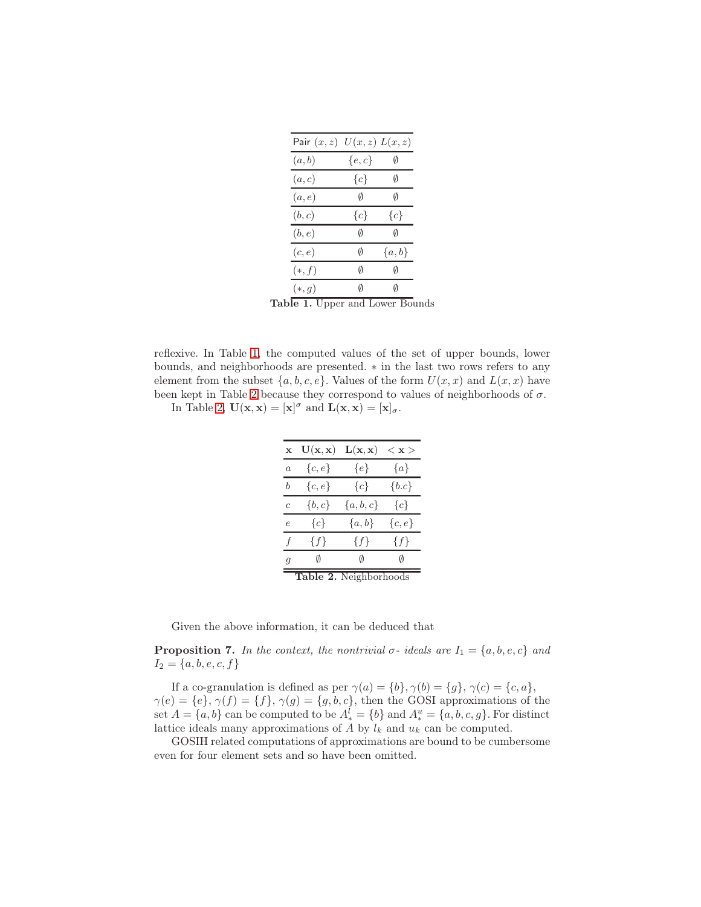| Pair $(x, z)$ | $U(x, z)$ | $L(x, z)$ |
|---|---|---|
| $(a, b)$ | $\{e, c\}$ | $\emptyset$ |
| $(a, c)$ | $\{c\}$ | $\emptyset$ |
| $(a, e)$ | $\emptyset$ | $\emptyset$ |
| $(b, c)$ | $\{c\}$ | $\{c\}$ |
| $(b, e)$ | $\emptyset$ | $\emptyset$ |
| $(c, e)$ | $\emptyset$ | $\{a, b\}$ |
| $(*, f)$ | $\emptyset$ | $\emptyset$ |
| $(*, g)$ | $\emptyset$ | $\emptyset$ |

**Table 1.** Upper and Lower Bounds

reflexive. In Table 1, the computed values of the set of upper bounds, lower bounds, and neighborhoods are presented. $*$ in the last two rows refers to any element from the subset $\{a, b, c, e\}$. Values of the form $U(x, x)$ and $L(x, x)$ have been kept in Table 2 because they correspond to values of neighborhoods of $\sigma$.

In Table 2, $\mathbf{U(x, x)} = [\mathbf{x}]^{\sigma}$ and $\mathbf{L(x, x)} = [\mathbf{x}]_{\sigma}$.

| $\mathbf{x}$ | $\mathbf{U(x, x)}$ | $\mathbf{L(x, x)}$ | $< \mathbf{x} >$ |
|---|---|---|---|
| $a$ | $\{c, e\}$ | $\{e\}$ | $\{a\}$ |
| $b$ | $\{c, e\}$ | $\{c\}$ | $\{b.c\}$ |
| $c$ | $\{b, c\}$ | $\{a, b, c\}$ | $\{c\}$ |
| $e$ | $\{c\}$ | $\{a, b\}$ | $\{c, e\}$ |
| $f$ | $\{f\}$ | $\{f\}$ | $\{f\}$ |
| $g$ | $\emptyset$ | $\emptyset$ | $\emptyset$ |

**Table 2.** Neighborhoods

Given the above information, it can be deduced that

**Proposition 7.** *In the context, the nontrivial $\sigma$- ideals are $I_1 = \{a, b, e, c\}$ and $I_2 = \{a, b, e, c, f\}$*

If a co-granulation is defined as per $\gamma(a) = \{b\}, \gamma(b) = \{g\}$, $\gamma(c) = \{c, a\}$, $\gamma(e) = \{e\}$, $\gamma(f) = \{f\}$, $\gamma(g) = \{g, b, c\}$, then the GOSI approximations of the set $A = \{a, b\}$ can be computed to be $A_*^l = \{b\}$ and $A_*^u = \{a, b, c, g\}$. For distinct lattice ideals many approximations of $A$ by $l_k$ and $u_k$ can be computed.

GOSIH related computations of approximations are bound to be cumbersome even for four element sets and so have been omitted.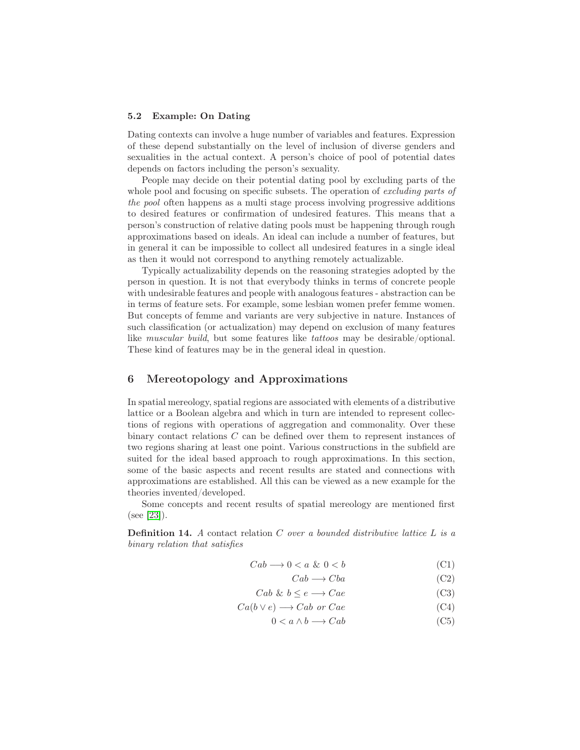### 5.2 Example: On Dating

Dating contexts can involve a huge number of variables and features. Expression of these depend substantially on the level of inclusion of diverse genders and sexualities in the actual context. A person's choice of pool of potential dates depends on factors including the person's sexuality.

People may decide on their potential dating pool by excluding parts of the whole pool and focusing on specific subsets. The operation of *excluding parts of the pool* often happens as a multi stage process involving progressive additions to desired features or confirmation of undesired features. This means that a person's construction of relative dating pools must be happening through rough approximations based on ideals. An ideal can include a number of features, but in general it can be impossible to collect all undesired features in a single ideal as then it would not correspond to anything remotely actualizable.

Typically actualizability depends on the reasoning strategies adopted by the person in question. It is not that everybody thinks in terms of concrete people with undesirable features and people with analogous features - abstraction can be in terms of feature sets. For example, some lesbian women prefer femme women. But concepts of femme and variants are very subjective in nature. Instances of such classification (or actualization) may depend on exclusion of many features like *muscular build*, but some features like *tattoos* may be desirable/optional. These kind of features may be in the general ideal in question.

## 6 Mereotopology and Approximations

In spatial mereology, spatial regions are associated with elements of a distributive lattice or a Boolean algebra and which in turn are intended to represent collections of regions with operations of aggregation and commonality. Over these binary contact relations $C$ can be defined over them to represent instances of two regions sharing at least one point. Various constructions in the subfield are suited for the ideal based approach to rough approximations. In this section, some of the basic aspects and recent results are stated and connections with approximations are established. All this can be viewed as a new example for the theories invented/developed.

Some concepts and recent results of spatial mereology are mentioned first (see [23]).

**Definition 14.** *A contact relation $C$ over a bounded distributive lattice $L$ is a binary relation that satisfies*

$$Cab \longrightarrow 0 < a \ \& \ 0 < b \tag{C1}$$

$$Cab \longrightarrow Cba \tag{C2}$$

$$Cab \ \& \ b \leq e \longrightarrow Cae \tag{C3}$$

$$Ca(b \vee e) \longrightarrow Cab \text{ or } Cae \tag{C4}$$

$$0 < a \wedge b \longrightarrow Cab \tag{C5}$$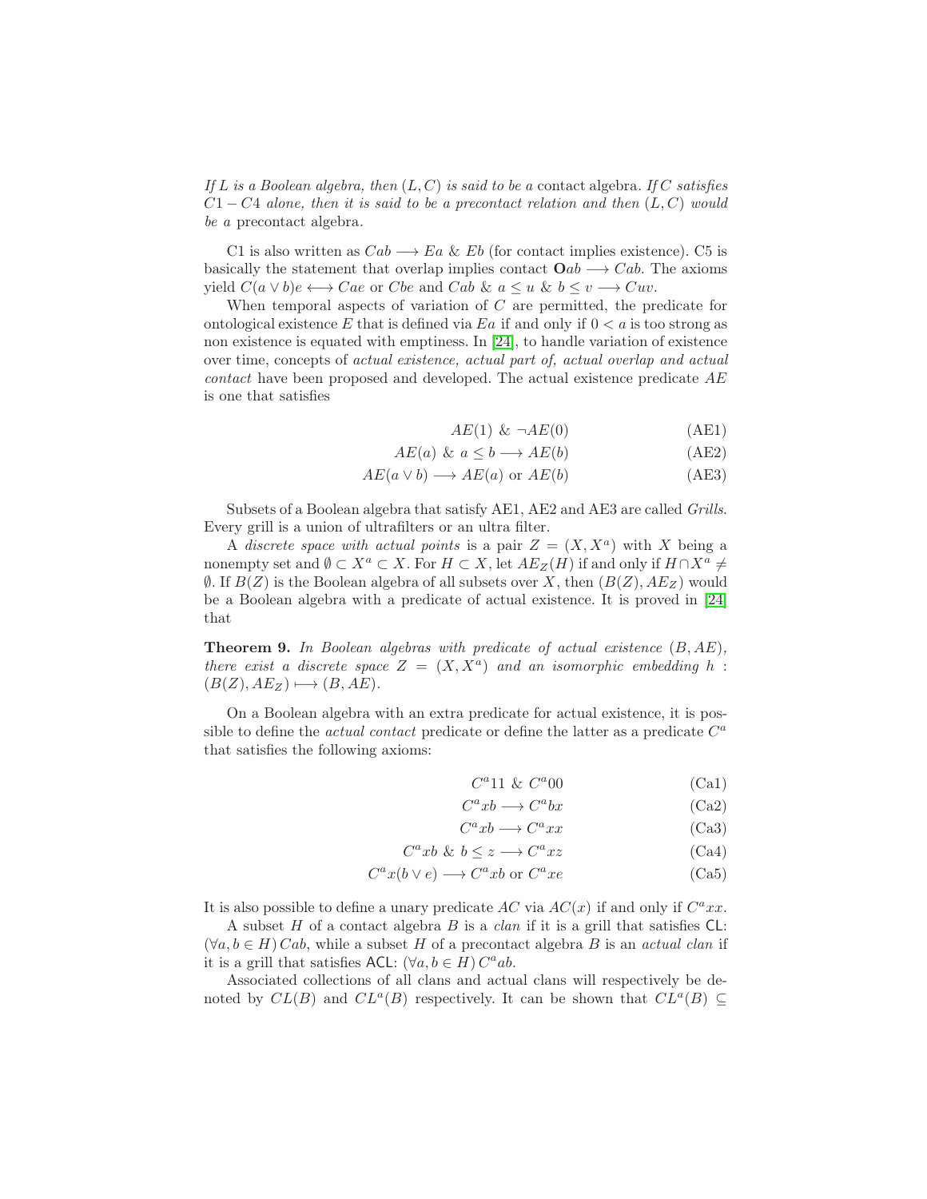*If $L$ is a Boolean algebra, then $(L, C)$ is said to be a* contact algebra. *If $C$ satisfies $C1 - C4$ alone, then it is said to be a precontact relation and then $(L, C)$ would be a* precontact algebra.

C1 is also written as $Cab \longrightarrow Ea$ & $Eb$ (for contact implies existence). C5 is basically the statement that overlap implies contact $\mathbf{O}ab \longrightarrow Cab$. The axioms yield $C(a \vee b)e \longleftrightarrow Cae$ or $Cbe$ and $Cab$ & $a \leq u$ & $b \leq v \longrightarrow Cuv$.

When temporal aspects of variation of $C$ are permitted, the predicate for ontological existence $E$ that is defined via $Ea$ if and only if $0 < a$ is too strong as non existence is equated with emptiness. In [24], to handle variation of existence over time, concepts of *actual existence, actual part of, actual overlap and actual contact* have been proposed and developed. The actual existence predicate $AE$ is one that satisfies

$$AE(1) \ \& \ \neg AE(0) \tag{AE1}$$

$$AE(a) \ \& \ a \leq b \longrightarrow AE(b) \tag{AE2}$$

$$AE(a \vee b) \longrightarrow AE(a) \text{ or } AE(b) \tag{AE3}$$

Subsets of a Boolean algebra that satisfy AE1, AE2 and AE3 are called *Grills*. Every grill is a union of ultrafilters or an ultra filter.

A *discrete space with actual points* is a pair $Z = (X, X^a)$ with $X$ being a nonempty set and $\emptyset \subset X^a \subset X$. For $H \subset X$, let $AE_Z(H)$ if and only if $H \cap X^a \neq \emptyset$. If $B(Z)$ is the Boolean algebra of all subsets over $X$, then $(B(Z), AE_Z)$ would be a Boolean algebra with a predicate of actual existence. It is proved in [24] that

**Theorem 9.** *In Boolean algebras with predicate of actual existence $(B, AE)$, there exist a discrete space $Z = (X, X^a)$ and an isomorphic embedding $h : (B(Z), AE_Z) \longmapsto (B, AE)$.*

On a Boolean algebra with an extra predicate for actual existence, it is possible to define the *actual contact* predicate or define the latter as a predicate $C^a$ that satisfies the following axioms:

$$C^a 11 \ \& \ C^a 00 \tag{Ca1}$$

$$C^a xb \longrightarrow C^a bx \tag{Ca2}$$

$$C^a xb \longrightarrow C^a xx \tag{Ca3}$$

$$C^a xb \ \& \ b \leq z \longrightarrow C^a xz \tag{Ca4}$$

$$C^a x(b \vee e) \longrightarrow C^a xb \text{ or } C^a xe \tag{Ca5}$$

It is also possible to define a unary predicate $AC$ via $AC(x)$ if and only if $C^a xx$.

A subset $H$ of a contact algebra $B$ is a *clan* if it is a grill that satisfies $\mathsf{CL}$: $(\forall a, b \in H)\, Cab$, while a subset $H$ of a precontact algebra $B$ is an *actual clan* if it is a grill that satisfies $\mathsf{ACL}$: $(\forall a, b \in H)\, C^a ab$.

Associated collections of all clans and actual clans will respectively be denoted by $CL(B)$ and $CL^a(B)$ respectively. It can be shown that $CL^a(B) \subseteq$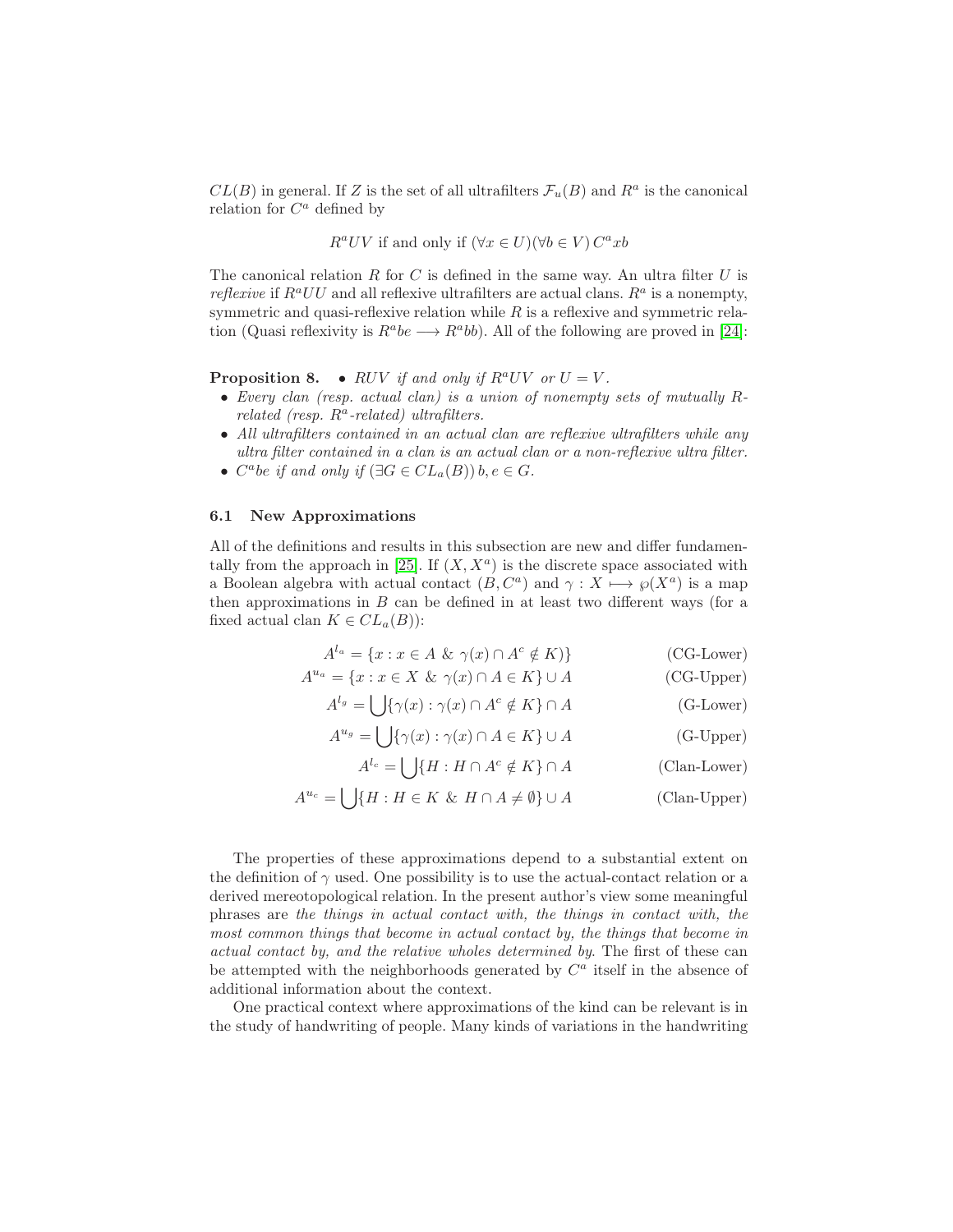$CL(B)$ in general. If $Z$ is the set of all ultrafilters $\mathcal{F}_u(B)$ and $R^a$ is the canonical relation for $C^a$ defined by

$$R^a UV \text{ if and only if } (\forall x \in U)(\forall b \in V)\, C^a xb$$

The canonical relation $R$ for $C$ is defined in the same way. An ultra filter $U$ is *reflexive* if $R^a UU$ and all reflexive ultrafilters are actual clans. $R^a$ is a nonempty, symmetric and quasi-reflexive relation while $R$ is a reflexive and symmetric relation (Quasi reflexivity is $R^a be \longrightarrow R^a bb$). All of the following are proved in [24]:

**Proposition 8.**

- *$RUV$ if and only if $R^a UV$ or $U = V$.*
- *Every clan (resp. actual clan) is a union of nonempty sets of mutually $R$-related (resp. $R^a$-related) ultrafilters.*
- *All ultrafilters contained in an actual clan are reflexive ultrafilters while any ultra filter contained in a clan is an actual clan or a non-reflexive ultra filter.*
- *$C^a be$ if and only if $(\exists G \in CL_a(B))\, b, e \in G$.*

### 6.1 New Approximations

All of the definitions and results in this subsection are new and differ fundamentally from the approach in [25]. If $(X, X^a)$ is the discrete space associated with a Boolean algebra with actual contact $(B, C^a)$ and $\gamma : X \longmapsto \wp(X^a)$ is a map then approximations in $B$ can be defined in at least two different ways (for a fixed actual clan $K \in CL_a(B)$):

$$A^{l_a} = \{x : x \in A \;\&\; \gamma(x) \cap A^c \notin K)\} \tag{CG-Lower}$$

$$A^{u_a} = \{x : x \in X \;\&\; \gamma(x) \cap A \in K\} \cup A \tag{CG-Upper}$$

$$A^{l_g} = \bigcup\{\gamma(x) : \gamma(x) \cap A^c \notin K\} \cap A \tag{G-Lower}$$

$$A^{u_g} = \bigcup\{\gamma(x) : \gamma(x) \cap A \in K\} \cup A \tag{G-Upper}$$

$$A^{l_c} = \bigcup\{H : H \cap A^c \notin K\} \cap A \tag{Clan-Lower}$$

$$A^{u_c} = \bigcup\{H : H \in K \;\&\; H \cap A \neq \emptyset\} \cup A \tag{Clan-Upper}$$

The properties of these approximations depend to a substantial extent on the definition of $\gamma$ used. One possibility is to use the actual-contact relation or a derived mereotopological relation. In the present author's view some meaningful phrases are *the things in actual contact with, the things in contact with, the most common things that become in actual contact by, the things that become in actual contact by, and the relative wholes determined by*. The first of these can be attempted with the neighborhoods generated by $C^a$ itself in the absence of additional information about the context.

One practical context where approximations of the kind can be relevant is in the study of handwriting of people. Many kinds of variations in the handwriting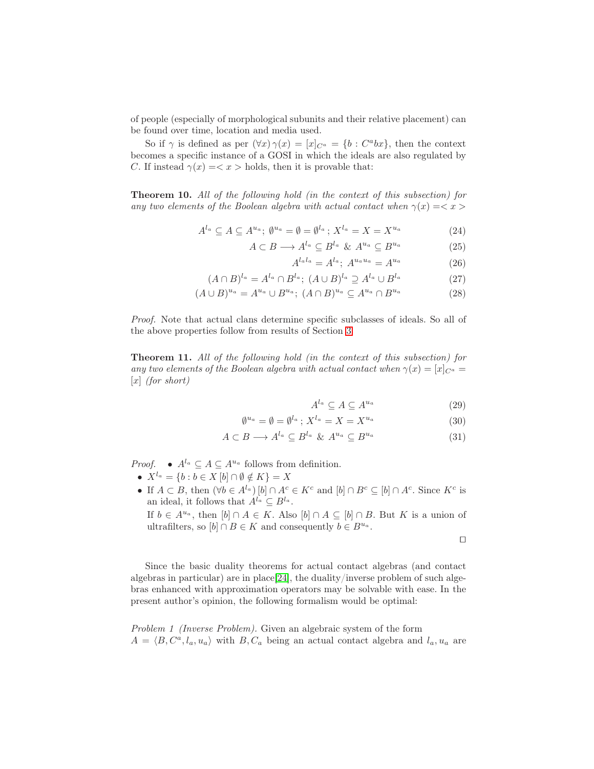of people (especially of morphological subunits and their relative placement) can be found over time, location and media used.

So if $\gamma$ is defined as per $(\forall x)\, \gamma(x) = [x]_{C^a} = \{b : C^a bx\}$, then the context becomes a specific instance of a GOSI in which the ideals are also regulated by $C$. If instead $\gamma(x) = < x >$ holds, then it is provable that:

**Theorem 10.** *All of the following hold (in the context of this subsection) for any two elements of the Boolean algebra with actual contact when* $\gamma(x) = < x >$

$$A^{l_a} \subseteq A \subseteq A^{u_a};\ \emptyset^{u_a} = \emptyset = \emptyset^{l_a};\ X^{l_a} = X = X^{u_a} \tag{24}$$

$$A \subset B \longrightarrow A^{l_a} \subseteq B^{l_a}\ \&\ A^{u_a} \subseteq B^{u_a} \tag{25}$$

$$A^{l_a l_a} = A^{l_a};\ A^{u_a u_a} = A^{u_a} \tag{26}$$

$$(A \cap B)^{l_a} = A^{l_a} \cap B^{l_a};\ (A \cup B)^{l_a} \supseteq A^{l_a} \cup B^{l_a} \tag{27}$$

$$(A \cup B)^{u_a} = A^{u_a} \cup B^{u_a};\ (A \cap B)^{u_a} \subseteq A^{u_a} \cap B^{u_a} \tag{28}$$

*Proof.* Note that actual clans determine specific subclasses of ideals. So all of the above properties follow from results of Section 3.

**Theorem 11.** *All of the following hold (in the context of this subsection) for any two elements of the Boolean algebra with actual contact when* $\gamma(x) = [x]_{C^a} = [x]$ *(for short)*

$$A^{l_a} \subseteq A \subseteq A^{u_a} \tag{29}$$

$$\emptyset^{u_a} = \emptyset = \emptyset^{l_a};\ X^{l_a} = X = X^{u_a} \tag{30}$$

$$A \subset B \longrightarrow A^{l_a} \subseteq B^{l_a}\ \&\ A^{u_a} \subseteq B^{u_a} \tag{31}$$

*Proof.*
- $A^{l_a} \subseteq A \subseteq A^{u_a}$ follows from definition.
- $X^{l_a} = \{b : b \in X\, [b] \cap \emptyset \notin K\} = X$
- If $A \subset B$, then $(\forall b \in A^{l_a})\, [b] \cap A^c \in K^c$ and $[b] \cap B^c \subseteq [b] \cap A^c$. Since $K^c$ is an ideal, it follows that $A^{l_a} \subseteq B^{l_a}$.
  If $b \in A^{u_a}$, then $[b] \cap A \in K$. Also $[b] \cap A \subseteq [b] \cap B$. But $K$ is a union of ultrafilters, so $[b] \cap B \in K$ and consequently $b \in B^{u_a}$.

□

Since the basic duality theorems for actual contact algebras (and contact algebras in particular) are in place[24], the duality/inverse problem of such algebras enhanced with approximation operators may be solvable with ease. In the present author's opinion, the following formalism would be optimal:

*Problem 1 (Inverse Problem).* Given an algebraic system of the form $A = \langle B, C^a, l_a, u_a \rangle$ with $B, C_a$ being an actual contact algebra and $l_a, u_a$ are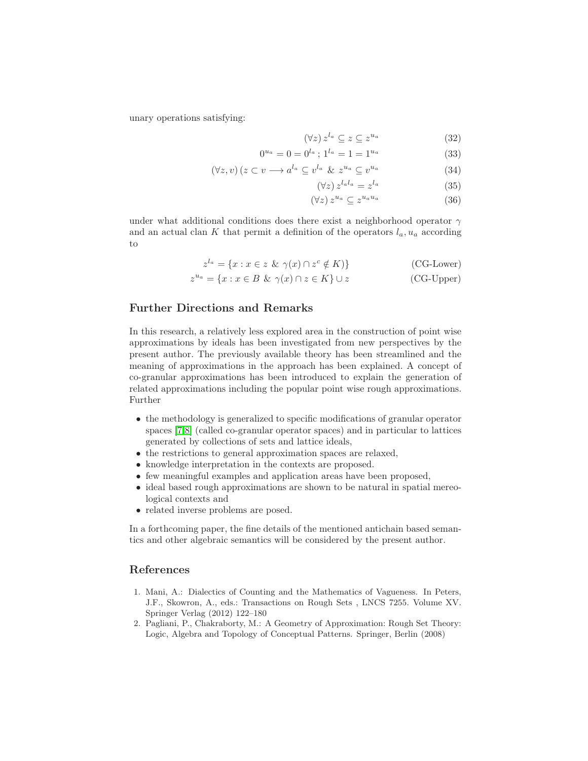unary operations satisfying:

$$(\forall z)\, z^{l_a} \subseteq z \subseteq z^{u_a} \tag{32}$$

$$0^{u_a} = 0 = 0^{l_a}\,;\, 1^{l_a} = 1 = 1^{u_a} \tag{33}$$

$$(\forall z, v)\, (z \subset v \longrightarrow a^{l_a} \subseteq v^{l_a}\ \&\ z^{u_a} \subseteq v^{u_a} \tag{34}$$

$$(\forall z)\, z^{l_a l_a} = z^{l_a} \tag{35}$$

$$(\forall z)\, z^{u_a} \subseteq z^{u_a u_a} \tag{36}$$

under what additional conditions does there exist a neighborhood operator $\gamma$ and an actual clan $K$ that permit a definition of the operators $l_a, u_a$ according to

$$z^{l_a} = \{x : x \in z\ \&\ \gamma(x) \cap z^c \notin K)\} \tag{CG-Lower}$$

$$z^{u_a} = \{x : x \in B\ \&\ \gamma(x) \cap z \in K\} \cup z \tag{CG-Upper}$$

## Further Directions and Remarks

In this research, a relatively less explored area in the construction of point wise approximations by ideals has been investigated from new perspectives by the present author. The previously available theory has been streamlined and the meaning of approximations in the approach has been explained. A concept of co-granular approximations has been introduced to explain the generation of related approximations including the popular point wise rough approximations. Further

- the methodology is generalized to specific modifications of granular operator spaces [7,8] (called co-granular operator spaces) and in particular to lattices generated by collections of sets and lattice ideals,
- the restrictions to general approximation spaces are relaxed,
- knowledge interpretation in the contexts are proposed.
- few meaningful examples and application areas have been proposed,
- ideal based rough approximations are shown to be natural in spatial mereological contexts and
- related inverse problems are posed.

In a forthcoming paper, the fine details of the mentioned antichain based semantics and other algebraic semantics will be considered by the present author.

## References

1. Mani, A.: Dialectics of Counting and the Mathematics of Vagueness. In Peters, J.F., Skowron, A., eds.: Transactions on Rough Sets , LNCS 7255. Volume XV. Springer Verlag (2012) 122–180
2. Pagliani, P., Chakraborty, M.: A Geometry of Approximation: Rough Set Theory: Logic, Algebra and Topology of Conceptual Patterns. Springer, Berlin (2008)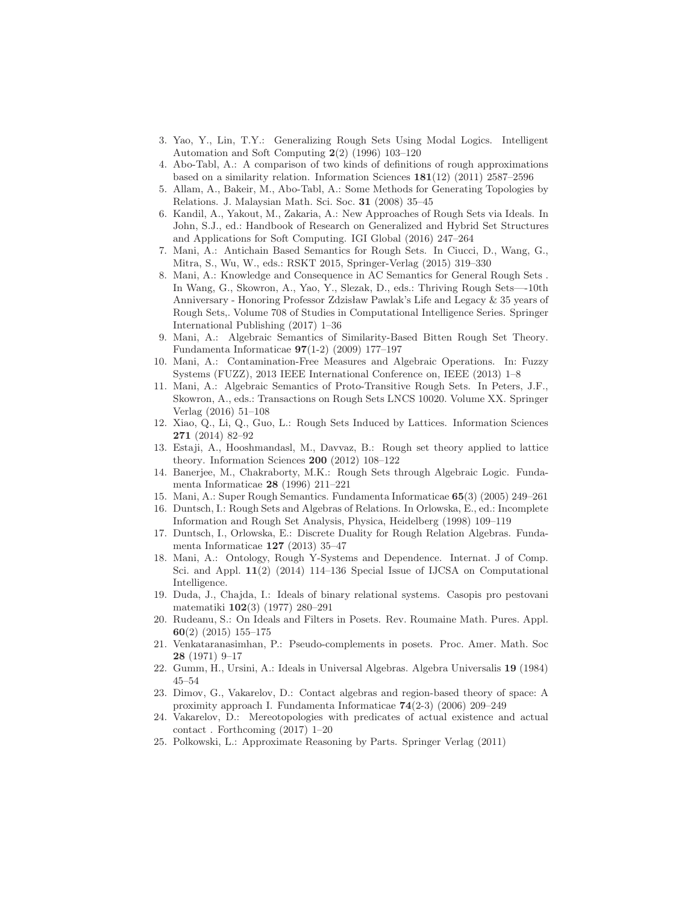3. Yao, Y., Lin, T.Y.: Generalizing Rough Sets Using Modal Logics. Intelligent Automation and Soft Computing **2**(2) (1996) 103–120
4. Abo-Tabl, A.: A comparison of two kinds of definitions of rough approximations based on a similarity relation. Information Sciences **181**(12) (2011) 2587–2596
5. Allam, A., Bakeir, M., Abo-Tabl, A.: Some Methods for Generating Topologies by Relations. J. Malaysian Math. Sci. Soc. **31** (2008) 35–45
6. Kandil, A., Yakout, M., Zakaria, A.: New Approaches of Rough Sets via Ideals. In John, S.J., ed.: Handbook of Research on Generalized and Hybrid Set Structures and Applications for Soft Computing. IGI Global (2016) 247–264
7. Mani, A.: Antichain Based Semantics for Rough Sets. In Ciucci, D., Wang, G., Mitra, S., Wu, W., eds.: RSKT 2015, Springer-Verlag (2015) 319–330
8. Mani, A.: Knowledge and Consequence in AC Semantics for General Rough Sets . In Wang, G., Skowron, A., Yao, Y., Slezak, D., eds.: Thriving Rough Sets—-10th Anniversary - Honoring Professor Zdzisław Pawlak's Life and Legacy & 35 years of Rough Sets,. Volume 708 of Studies in Computational Intelligence Series. Springer International Publishing (2017) 1–36
9. Mani, A.: Algebraic Semantics of Similarity-Based Bitten Rough Set Theory. Fundamenta Informaticae **97**(1-2) (2009) 177–197
10. Mani, A.: Contamination-Free Measures and Algebraic Operations. In: Fuzzy Systems (FUZZ), 2013 IEEE International Conference on, IEEE (2013) 1–8
11. Mani, A.: Algebraic Semantics of Proto-Transitive Rough Sets. In Peters, J.F., Skowron, A., eds.: Transactions on Rough Sets LNCS 10020. Volume XX. Springer Verlag (2016) 51–108
12. Xiao, Q., Li, Q., Guo, L.: Rough Sets Induced by Lattices. Information Sciences **271** (2014) 82–92
13. Estaji, A., Hooshmandasl, M., Davvaz, B.: Rough set theory applied to lattice theory. Information Sciences **200** (2012) 108–122
14. Banerjee, M., Chakraborty, M.K.: Rough Sets through Algebraic Logic. Fundamenta Informaticae **28** (1996) 211–221
15. Mani, A.: Super Rough Semantics. Fundamenta Informaticae **65**(3) (2005) 249–261
16. Duntsch, I.: Rough Sets and Algebras of Relations. In Orlowska, E., ed.: Incomplete Information and Rough Set Analysis, Physica, Heidelberg (1998) 109–119
17. Duntsch, I., Orlowska, E.: Discrete Duality for Rough Relation Algebras. Fundamenta Informaticae **127** (2013) 35–47
18. Mani, A.: Ontology, Rough Y-Systems and Dependence. Internat. J of Comp. Sci. and Appl. **11**(2) (2014) 114–136 Special Issue of IJCSA on Computational Intelligence.
19. Duda, J., Chajda, I.: Ideals of binary relational systems. Casopis pro pestovani matematiki **102**(3) (1977) 280–291
20. Rudeanu, S.: On Ideals and Filters in Posets. Rev. Roumaine Math. Pures. Appl. **60**(2) (2015) 155–175
21. Venkataranasimhan, P.: Pseudo-complements in posets. Proc. Amer. Math. Soc **28** (1971) 9–17
22. Gumm, H., Ursini, A.: Ideals in Universal Algebras. Algebra Universalis **19** (1984) 45–54
23. Dimov, G., Vakarelov, D.: Contact algebras and region-based theory of space: A proximity approach I. Fundamenta Informaticae **74**(2-3) (2006) 209–249
24. Vakarelov, D.: Mereotopologies with predicates of actual existence and actual contact . Forthcoming (2017) 1–20
25. Polkowski, L.: Approximate Reasoning by Parts. Springer Verlag (2011)